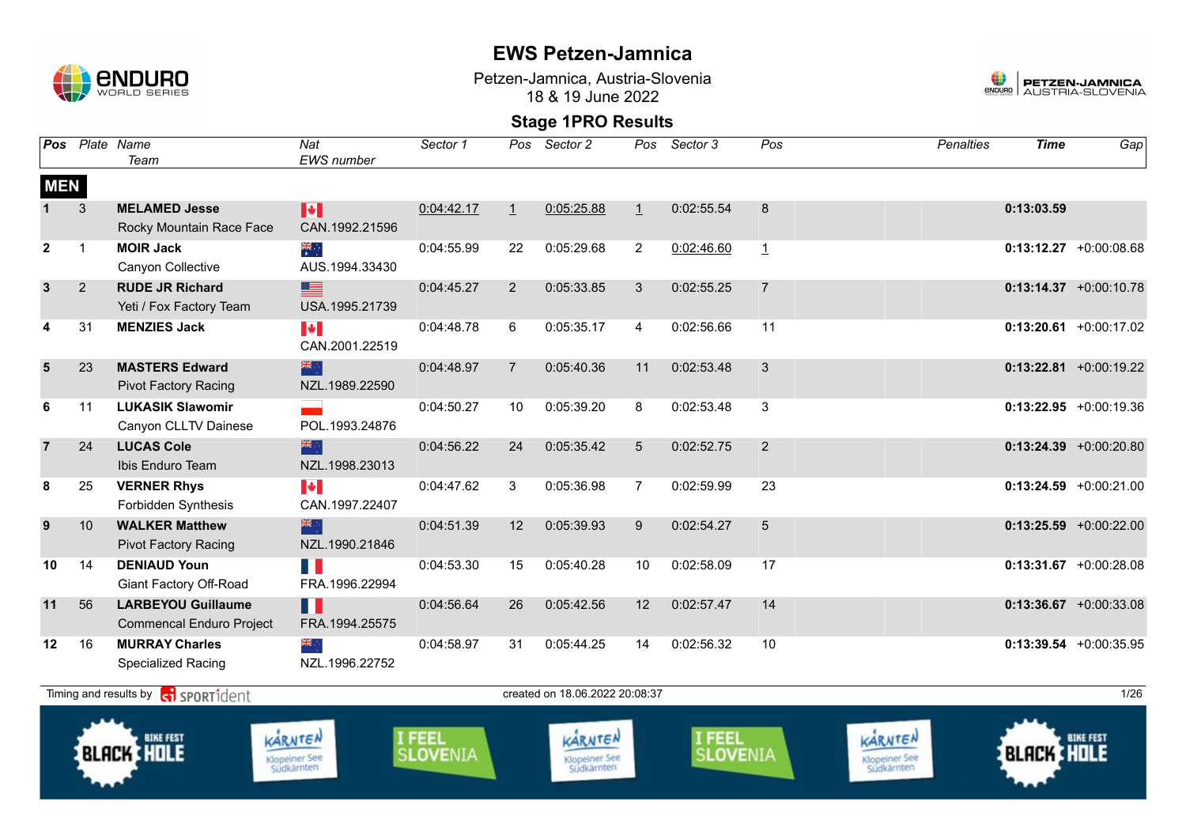# EWS Petzen-Jamnica

Petzen-Jamnica, Austria-Slovenia
18 & 19 June 2022

## Stage 1PRO Results

| Pos | Plate | Name / Team | Nat / EWS number | Sector 1 | Pos | Sector 2 | Pos | Sector 3 | Pos | Penalties | Time | Gap |
|---|---|---|---|---|---|---|---|---|---|---|---|---|
| **MEN** | | | | | | | | | | | | |
| 1 | 3 | **MELAMED Jesse** Rocky Mountain Race Face | CAN.1992.21596 | 0:04:42.17 | 1 | 0:05:25.88 | 1 | 0:02:55.54 | 8 | | **0:13:03.59** | |
| 2 | 1 | **MOIR Jack** Canyon Collective | AUS.1994.33430 | 0:04:55.99 | 22 | 0:05:29.68 | 2 | 0:02:46.60 | 1 | | **0:13:12.27** | +0:00:08.68 |
| 3 | 2 | **RUDE JR Richard** Yeti / Fox Factory Team | USA.1995.21739 | 0:04:45.27 | 2 | 0:05:33.85 | 3 | 0:02:55.25 | 7 | | **0:13:14.37** | +0:00:10.78 |
| 4 | 31 | **MENZIES Jack** | CAN.2001.22519 | 0:04:48.78 | 6 | 0:05:35.17 | 4 | 0:02:56.66 | 11 | | **0:13:20.61** | +0:00:17.02 |
| 5 | 23 | **MASTERS Edward** Pivot Factory Racing | NZL.1989.22590 | 0:04:48.97 | 7 | 0:05:40.36 | 11 | 0:02:53.48 | 3 | | **0:13:22.81** | +0:00:19.22 |
| 6 | 11 | **LUKASIK Slawomir** Canyon CLLTV Dainese | POL.1993.24876 | 0:04:50.27 | 10 | 0:05:39.20 | 8 | 0:02:53.48 | 3 | | **0:13:22.95** | +0:00:19.36 |
| 7 | 24 | **LUCAS Cole** Ibis Enduro Team | NZL.1998.23013 | 0:04:56.22 | 24 | 0:05:35.42 | 5 | 0:02:52.75 | 2 | | **0:13:24.39** | +0:00:20.80 |
| 8 | 25 | **VERNER Rhys** Forbidden Synthesis | CAN.1997.22407 | 0:04:47.62 | 3 | 0:05:36.98 | 7 | 0:02:59.99 | 23 | | **0:13:24.59** | +0:00:21.00 |
| 9 | 10 | **WALKER Matthew** Pivot Factory Racing | NZL.1990.21846 | 0:04:51.39 | 12 | 0:05:39.93 | 9 | 0:02:54.27 | 5 | | **0:13:25.59** | +0:00:22.00 |
| 10 | 14 | **DENIAUD Youn** Giant Factory Off-Road | FRA.1996.22994 | 0:04:53.30 | 15 | 0:05:40.28 | 10 | 0:02:58.09 | 17 | | **0:13:31.67** | +0:00:28.08 |
| 11 | 56 | **LARBEYOU Guillaume** Commencal Enduro Project | FRA.1994.25575 | 0:04:56.64 | 26 | 0:05:42.56 | 12 | 0:02:57.47 | 14 | | **0:13:36.67** | +0:00:33.08 |
| 12 | 16 | **MURRAY Charles** Specialized Racing | NZL.1996.22752 | 0:04:58.97 | 31 | 0:05:44.25 | 14 | 0:02:56.32 | 10 | | **0:13:39.54** | +0:00:35.95 |

Timing and results by SPORTident — created on 18.06.2022 20:08:37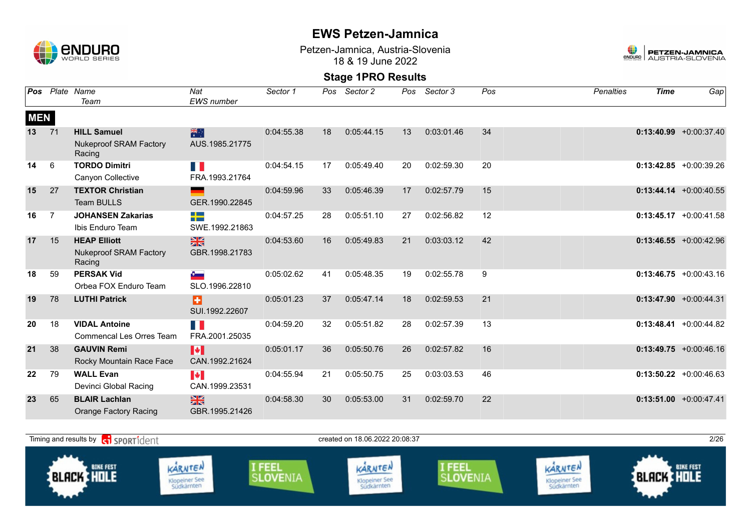# EWS Petzen-Jamnica

Petzen-Jamnica, Austria-Slovenia
18 & 19 June 2022

## Stage 1PRO Results

| Pos | Plate | Name / Team | Nat / EWS number | Sector 1 | Pos | Sector 2 | Pos | Sector 3 | Pos | Penalties | Time | Gap |
|---|---|---|---|---|---|---|---|---|---|---|---|---|
| **MEN** | | | | | | | | | | | | |
| 13 | 71 | **HILL Samuel** Nukeproof SRAM Factory Racing | AUS.1985.21775 | 0:04:55.38 | 18 | 0:05:44.15 | 13 | 0:03:01.46 | 34 | | **0:13:40.99** | +0:00:37.40 |
| 14 | 6 | **TORDO Dimitri** Canyon Collective | FRA.1993.21764 | 0:04:54.15 | 17 | 0:05:49.40 | 20 | 0:02:59.30 | 20 | | **0:13:42.85** | +0:00:39.26 |
| 15 | 27 | **TEXTOR Christian** Team BULLS | GER.1990.22845 | 0:04:59.96 | 33 | 0:05:46.39 | 17 | 0:02:57.79 | 15 | | **0:13:44.14** | +0:00:40.55 |
| 16 | 7 | **JOHANSEN Zakarias** Ibis Enduro Team | SWE.1992.21863 | 0:04:57.25 | 28 | 0:05:51.10 | 27 | 0:02:56.82 | 12 | | **0:13:45.17** | +0:00:41.58 |
| 17 | 15 | **HEAP Elliott** Nukeproof SRAM Factory Racing | GBR.1998.21783 | 0:04:53.60 | 16 | 0:05:49.83 | 21 | 0:03:03.12 | 42 | | **0:13:46.55** | +0:00:42.96 |
| 18 | 59 | **PERSAK Vid** Orbea FOX Enduro Team | SLO.1996.22810 | 0:05:02.62 | 41 | 0:05:48.35 | 19 | 0:02:55.78 | 9 | | **0:13:46.75** | +0:00:43.16 |
| 19 | 78 | **LUTHI Patrick** | SUI.1992.22607 | 0:05:01.23 | 37 | 0:05:47.14 | 18 | 0:02:59.53 | 21 | | **0:13:47.90** | +0:00:44.31 |
| 20 | 18 | **VIDAL Antoine** Commencal Les Orres Team | FRA.2001.25035 | 0:04:59.20 | 32 | 0:05:51.82 | 28 | 0:02:57.39 | 13 | | **0:13:48.41** | +0:00:44.82 |
| 21 | 38 | **GAUVIN Remi** Rocky Mountain Race Face | CAN.1992.21624 | 0:05:01.17 | 36 | 0:05:50.76 | 26 | 0:02:57.82 | 16 | | **0:13:49.75** | +0:00:46.16 |
| 22 | 79 | **WALL Evan** Devinci Global Racing | CAN.1999.23531 | 0:04:55.94 | 21 | 0:05:50.75 | 25 | 0:03:03.53 | 46 | | **0:13:50.22** | +0:00:46.63 |
| 23 | 65 | **BLAIR Lachlan** Orange Factory Racing | GBR.1995.21426 | 0:04:58.30 | 30 | 0:05:53.00 | 31 | 0:02:59.70 | 22 | | **0:13:51.00** | +0:00:47.41 |

Timing and results by SPORTident — created on 18.06.2022 20:08:37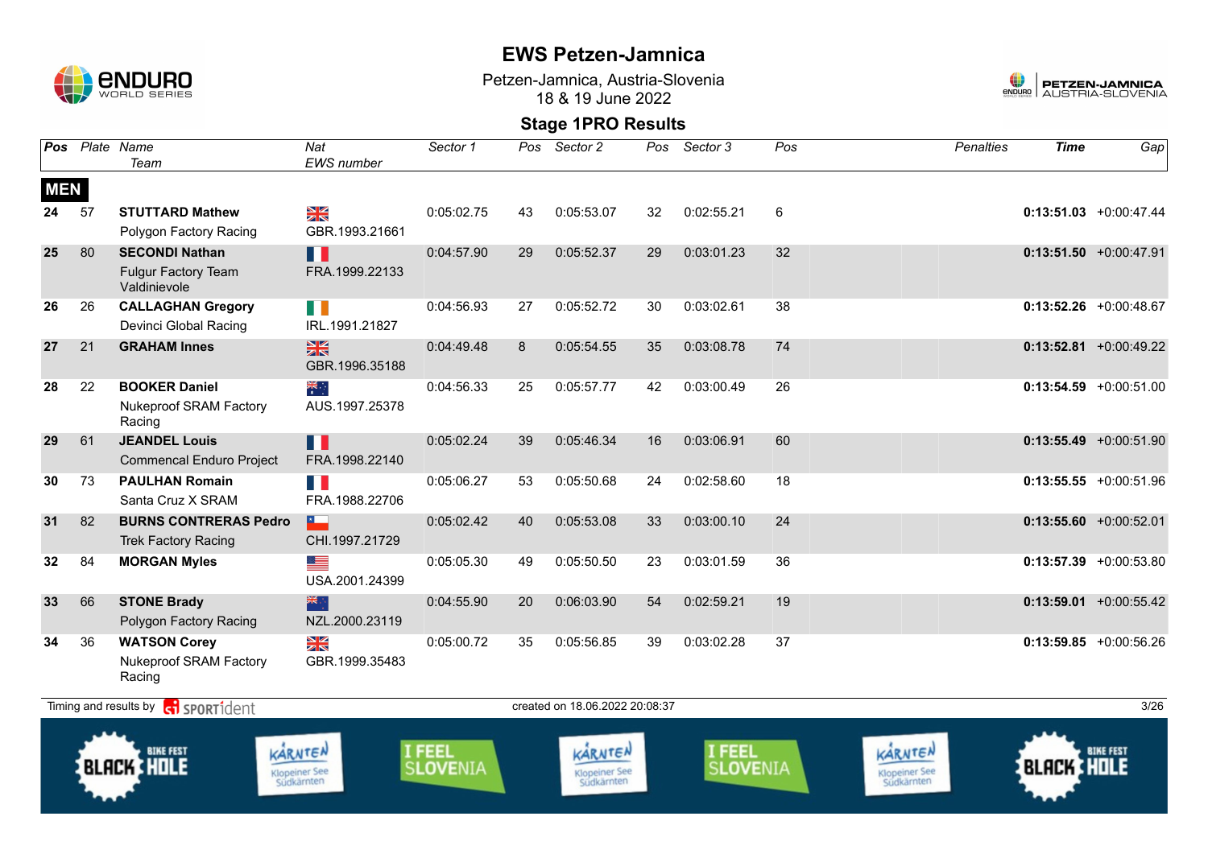# EWS Petzen-Jamnica

Petzen-Jamnica, Austria-Slovenia
18 & 19 June 2022

## Stage 1PRO Results

| Pos | Plate | Name / Team | Nat / EWS number | Sector 1 | Pos | Sector 2 | Pos | Sector 3 | Pos | Penalties | Time | Gap |
|---|---|---|---|---|---|---|---|---|---|---|---|---|
| **MEN** | | | | | | | | | | | | |
| 24 | 57 | **STUTTARD Mathew** Polygon Factory Racing | GBR.1993.21661 | 0:05:02.75 | 43 | 0:05:53.07 | 32 | 0:02:55.21 | 6 | | **0:13:51.03** | +0:00:47.44 |
| 25 | 80 | **SECONDI Nathan** Fulgur Factory Team Valdinievole | FRA.1999.22133 | 0:04:57.90 | 29 | 0:05:52.37 | 29 | 0:03:01.23 | 32 | | **0:13:51.50** | +0:00:47.91 |
| 26 | 26 | **CALLAGHAN Gregory** Devinci Global Racing | IRL.1991.21827 | 0:04:56.93 | 27 | 0:05:52.72 | 30 | 0:03:02.61 | 38 | | **0:13:52.26** | +0:00:48.67 |
| 27 | 21 | **GRAHAM Innes** | GBR.1996.35188 | 0:04:49.48 | 8 | 0:05:54.55 | 35 | 0:03:08.78 | 74 | | **0:13:52.81** | +0:00:49.22 |
| 28 | 22 | **BOOKER Daniel** Nukeproof SRAM Factory Racing | AUS.1997.25378 | 0:04:56.33 | 25 | 0:05:57.77 | 42 | 0:03:00.49 | 26 | | **0:13:54.59** | +0:00:51.00 |
| 29 | 61 | **JEANDEL Louis** Commencal Enduro Project | FRA.1998.22140 | 0:05:02.24 | 39 | 0:05:46.34 | 16 | 0:03:06.91 | 60 | | **0:13:55.49** | +0:00:51.90 |
| 30 | 73 | **PAULHAN Romain** Santa Cruz X SRAM | FRA.1988.22706 | 0:05:06.27 | 53 | 0:05:50.68 | 24 | 0:02:58.60 | 18 | | **0:13:55.55** | +0:00:51.96 |
| 31 | 82 | **BURNS CONTRERAS Pedro** Trek Factory Racing | CHI.1997.21729 | 0:05:02.42 | 40 | 0:05:53.08 | 33 | 0:03:00.10 | 24 | | **0:13:55.60** | +0:00:52.01 |
| 32 | 84 | **MORGAN Myles** | USA.2001.24399 | 0:05:05.30 | 49 | 0:05:50.50 | 23 | 0:03:01.59 | 36 | | **0:13:57.39** | +0:00:53.80 |
| 33 | 66 | **STONE Brady** Polygon Factory Racing | NZL.2000.23119 | 0:04:55.90 | 20 | 0:06:03.90 | 54 | 0:02:59.21 | 19 | | **0:13:59.01** | +0:00:55.42 |
| 34 | 36 | **WATSON Corey** Nukeproof SRAM Factory Racing | GBR.1999.35483 | 0:05:00.72 | 35 | 0:05:56.85 | 39 | 0:03:02.28 | 37 | | **0:13:59.85** | +0:00:56.26 |

Timing and results by SPORTident

created on 18.06.2022 20:08:37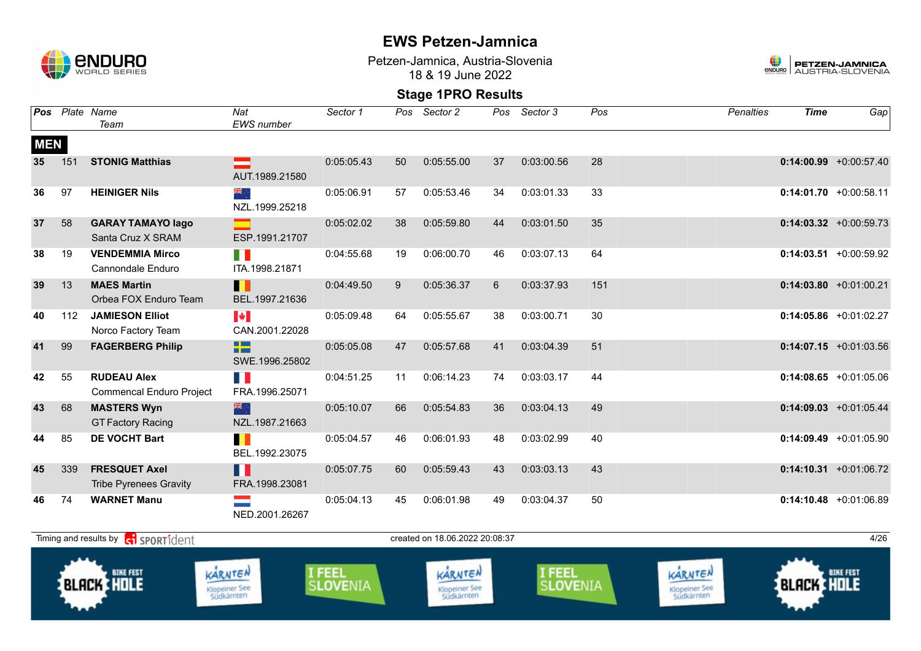# EWS Petzen-Jamnica

Petzen-Jamnica, Austria-Slovenia
18 & 19 June 2022

## Stage 1PRO Results

| Pos | Plate | Name / Team | Nat / EWS number | Sector 1 | Pos | Sector 2 | Pos | Sector 3 | Pos | Penalties | Time | Gap |
|---|---|---|---|---|---|---|---|---|---|---|---|---|
| **MEN** | | | | | | | | | | | | |
| 35 | 151 | **STONIG Matthias** | AUT.1989.21580 | 0:05:05.43 | 50 | 0:05:55.00 | 37 | 0:03:00.56 | 28 | | **0:14:00.99** | +0:00:57.40 |
| 36 | 97 | **HEINIGER Nils** | NZL.1999.25218 | 0:05:06.91 | 57 | 0:05:53.46 | 34 | 0:03:01.33 | 33 | | **0:14:01.70** | +0:00:58.11 |
| 37 | 58 | **GARAY TAMAYO Iago** Santa Cruz X SRAM | ESP.1991.21707 | 0:05:02.02 | 38 | 0:05:59.80 | 44 | 0:03:01.50 | 35 | | **0:14:03.32** | +0:00:59.73 |
| 38 | 19 | **VENDEMMIA Mirco** Cannondale Enduro | ITA.1998.21871 | 0:04:55.68 | 19 | 0:06:00.70 | 46 | 0:03:07.13 | 64 | | **0:14:03.51** | +0:00:59.92 |
| 39 | 13 | **MAES Martin** Orbea FOX Enduro Team | BEL.1997.21636 | 0:04:49.50 | 9 | 0:05:36.37 | 6 | 0:03:37.93 | 151 | | **0:14:03.80** | +0:01:00.21 |
| 40 | 112 | **JAMIESON Elliot** Norco Factory Team | CAN.2001.22028 | 0:05:09.48 | 64 | 0:05:55.67 | 38 | 0:03:00.71 | 30 | | **0:14:05.86** | +0:01:02.27 |
| 41 | 99 | **FAGERBERG Philip** | SWE.1996.25802 | 0:05:05.08 | 47 | 0:05:57.68 | 41 | 0:03:04.39 | 51 | | **0:14:07.15** | +0:01:03.56 |
| 42 | 55 | **RUDEAU Alex** Commencal Enduro Project | FRA.1996.25071 | 0:04:51.25 | 11 | 0:06:14.23 | 74 | 0:03:03.17 | 44 | | **0:14:08.65** | +0:01:05.06 |
| 43 | 68 | **MASTERS Wyn** GT Factory Racing | NZL.1987.21663 | 0:05:10.07 | 66 | 0:05:54.83 | 36 | 0:03:04.13 | 49 | | **0:14:09.03** | +0:01:05.44 |
| 44 | 85 | **DE VOCHT Bart** | BEL.1992.23075 | 0:05:04.57 | 46 | 0:06:01.93 | 48 | 0:03:02.99 | 40 | | **0:14:09.49** | +0:01:05.90 |
| 45 | 339 | **FRESQUET Axel** Tribe Pyrenees Gravity | FRA.1998.23081 | 0:05:07.75 | 60 | 0:05:59.43 | 43 | 0:03:03.13 | 43 | | **0:14:10.31** | +0:01:06.72 |
| 46 | 74 | **WARNET Manu** | NED.2001.26267 | 0:05:04.13 | 45 | 0:06:01.98 | 49 | 0:03:04.37 | 50 | | **0:14:10.48** | +0:01:06.89 |

Timing and results by SPORTident — created on 18.06.2022 20:08:37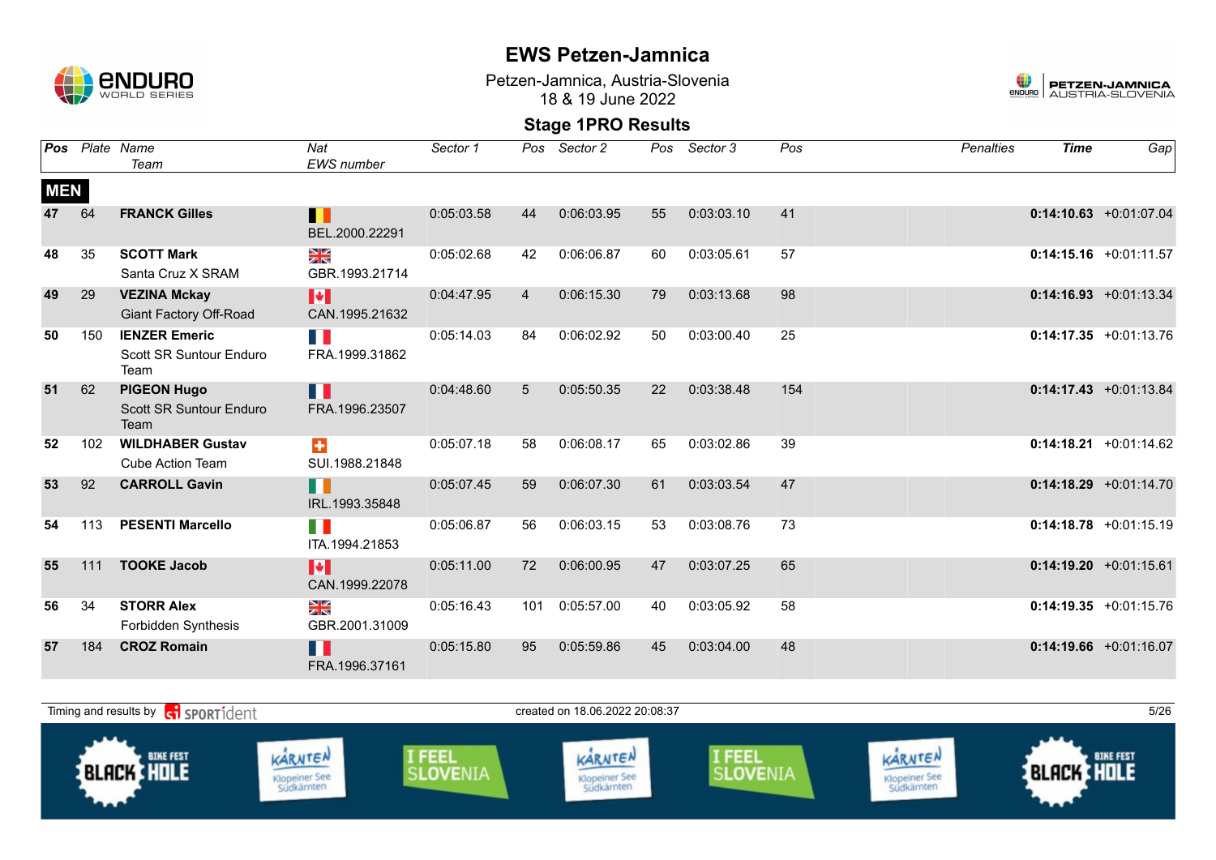# EWS Petzen-Jamnica

Petzen-Jamnica, Austria-Slovenia
18 & 19 June 2022

## Stage 1PRO Results

| Pos | Plate | Name / Team | Nat / EWS number | Sector 1 | Pos | Sector 2 | Pos | Sector 3 | Pos | Penalties | Time | Gap |
|---|---|---|---|---|---|---|---|---|---|---|---|---|
| **MEN** | | | | | | | | | | | | |
| 47 | 64 | **FRANCK Gilles** | BEL.2000.22291 | 0:05:03.58 | 44 | 0:06:03.95 | 55 | 0:03:03.10 | 41 | | **0:14:10.63** | +0:01:07.04 |
| 48 | 35 | **SCOTT Mark** Santa Cruz X SRAM | GBR.1993.21714 | 0:05:02.68 | 42 | 0:06:06.87 | 60 | 0:03:05.61 | 57 | | **0:14:15.16** | +0:01:11.57 |
| 49 | 29 | **VEZINA Mckay** Giant Factory Off-Road | CAN.1995.21632 | 0:04:47.95 | 4 | 0:06:15.30 | 79 | 0:03:13.68 | 98 | | **0:14:16.93** | +0:01:13.34 |
| 50 | 150 | **IENZER Emeric** Scott SR Suntour Enduro Team | FRA.1999.31862 | 0:05:14.03 | 84 | 0:06:02.92 | 50 | 0:03:00.40 | 25 | | **0:14:17.35** | +0:01:13.76 |
| 51 | 62 | **PIGEON Hugo** Scott SR Suntour Enduro Team | FRA.1996.23507 | 0:04:48.60 | 5 | 0:05:50.35 | 22 | 0:03:38.48 | 154 | | **0:14:17.43** | +0:01:13.84 |
| 52 | 102 | **WILDHABER Gustav** Cube Action Team | SUI.1988.21848 | 0:05:07.18 | 58 | 0:06:08.17 | 65 | 0:03:02.86 | 39 | | **0:14:18.21** | +0:01:14.62 |
| 53 | 92 | **CARROLL Gavin** | IRL.1993.35848 | 0:05:07.45 | 59 | 0:06:07.30 | 61 | 0:03:03.54 | 47 | | **0:14:18.29** | +0:01:14.70 |
| 54 | 113 | **PESENTI Marcello** | ITA.1994.21853 | 0:05:06.87 | 56 | 0:06:03.15 | 53 | 0:03:08.76 | 73 | | **0:14:18.78** | +0:01:15.19 |
| 55 | 111 | **TOOKE Jacob** | CAN.1999.22078 | 0:05:11.00 | 72 | 0:06:00.95 | 47 | 0:03:07.25 | 65 | | **0:14:19.20** | +0:01:15.61 |
| 56 | 34 | **STORR Alex** Forbidden Synthesis | GBR.2001.31009 | 0:05:16.43 | 101 | 0:05:57.00 | 40 | 0:03:05.92 | 58 | | **0:14:19.35** | +0:01:15.76 |
| 57 | 184 | **CROZ Romain** | FRA.1996.37161 | 0:05:15.80 | 95 | 0:05:59.86 | 45 | 0:03:04.00 | 48 | | **0:14:19.66** | +0:01:16.07 |

Timing and results by SPORTident — created on 18.06.2022 20:08:37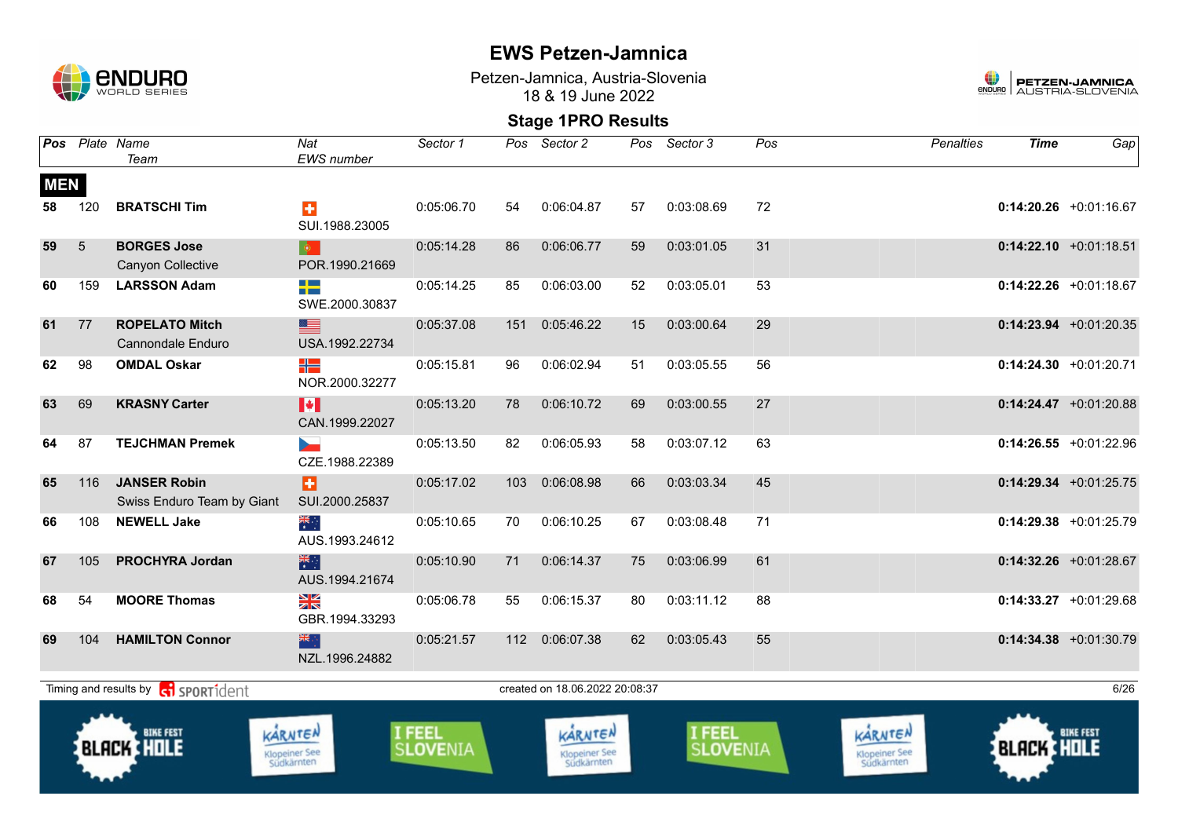# EWS Petzen-Jamnica

Petzen-Jamnica, Austria-Slovenia
18 & 19 June 2022

## Stage 1PRO Results

| Pos | Plate | Name / Team | Nat / EWS number | Sector 1 | Pos | Sector 2 | Pos | Sector 3 | Pos | Penalties | Time | Gap |
|---|---|---|---|---|---|---|---|---|---|---|---|---|
| **MEN** | | | | | | | | | | | | |
| 58 | 120 | **BRATSCHI Tim** | SUI.1988.23005 | 0:05:06.70 | 54 | 0:06:04.87 | 57 | 0:03:08.69 | 72 | | **0:14:20.26** | +0:01:16.67 |
| 59 | 5 | **BORGES Jose** Canyon Collective | POR.1990.21669 | 0:05:14.28 | 86 | 0:06:06.77 | 59 | 0:03:01.05 | 31 | | **0:14:22.10** | +0:01:18.51 |
| 60 | 159 | **LARSSON Adam** | SWE.2000.30837 | 0:05:14.25 | 85 | 0:06:03.00 | 52 | 0:03:05.01 | 53 | | **0:14:22.26** | +0:01:18.67 |
| 61 | 77 | **ROPELATO Mitch** Cannondale Enduro | USA.1992.22734 | 0:05:37.08 | 151 | 0:05:46.22 | 15 | 0:03:00.64 | 29 | | **0:14:23.94** | +0:01:20.35 |
| 62 | 98 | **OMDAL Oskar** | NOR.2000.32277 | 0:05:15.81 | 96 | 0:06:02.94 | 51 | 0:03:05.55 | 56 | | **0:14:24.30** | +0:01:20.71 |
| 63 | 69 | **KRASNY Carter** | CAN.1999.22027 | 0:05:13.20 | 78 | 0:06:10.72 | 69 | 0:03:00.55 | 27 | | **0:14:24.47** | +0:01:20.88 |
| 64 | 87 | **TEJCHMAN Premek** | CZE.1988.22389 | 0:05:13.50 | 82 | 0:06:05.93 | 58 | 0:03:07.12 | 63 | | **0:14:26.55** | +0:01:22.96 |
| 65 | 116 | **JANSER Robin** Swiss Enduro Team by Giant | SUI.2000.25837 | 0:05:17.02 | 103 | 0:06:08.98 | 66 | 0:03:03.34 | 45 | | **0:14:29.34** | +0:01:25.75 |
| 66 | 108 | **NEWELL Jake** | AUS.1993.24612 | 0:05:10.65 | 70 | 0:06:10.25 | 67 | 0:03:08.48 | 71 | | **0:14:29.38** | +0:01:25.79 |
| 67 | 105 | **PROCHYRA Jordan** | AUS.1994.21674 | 0:05:10.90 | 71 | 0:06:14.37 | 75 | 0:03:06.99 | 61 | | **0:14:32.26** | +0:01:28.67 |
| 68 | 54 | **MOORE Thomas** | GBR.1994.33293 | 0:05:06.78 | 55 | 0:06:15.37 | 80 | 0:03:11.12 | 88 | | **0:14:33.27** | +0:01:29.68 |
| 69 | 104 | **HAMILTON Connor** | NZL.1996.24882 | 0:05:21.57 | 112 | 0:06:07.38 | 62 | 0:03:05.43 | 55 | | **0:14:34.38** | +0:01:30.79 |

Timing and results by SPORTident

created on 18.06.2022 20:08:37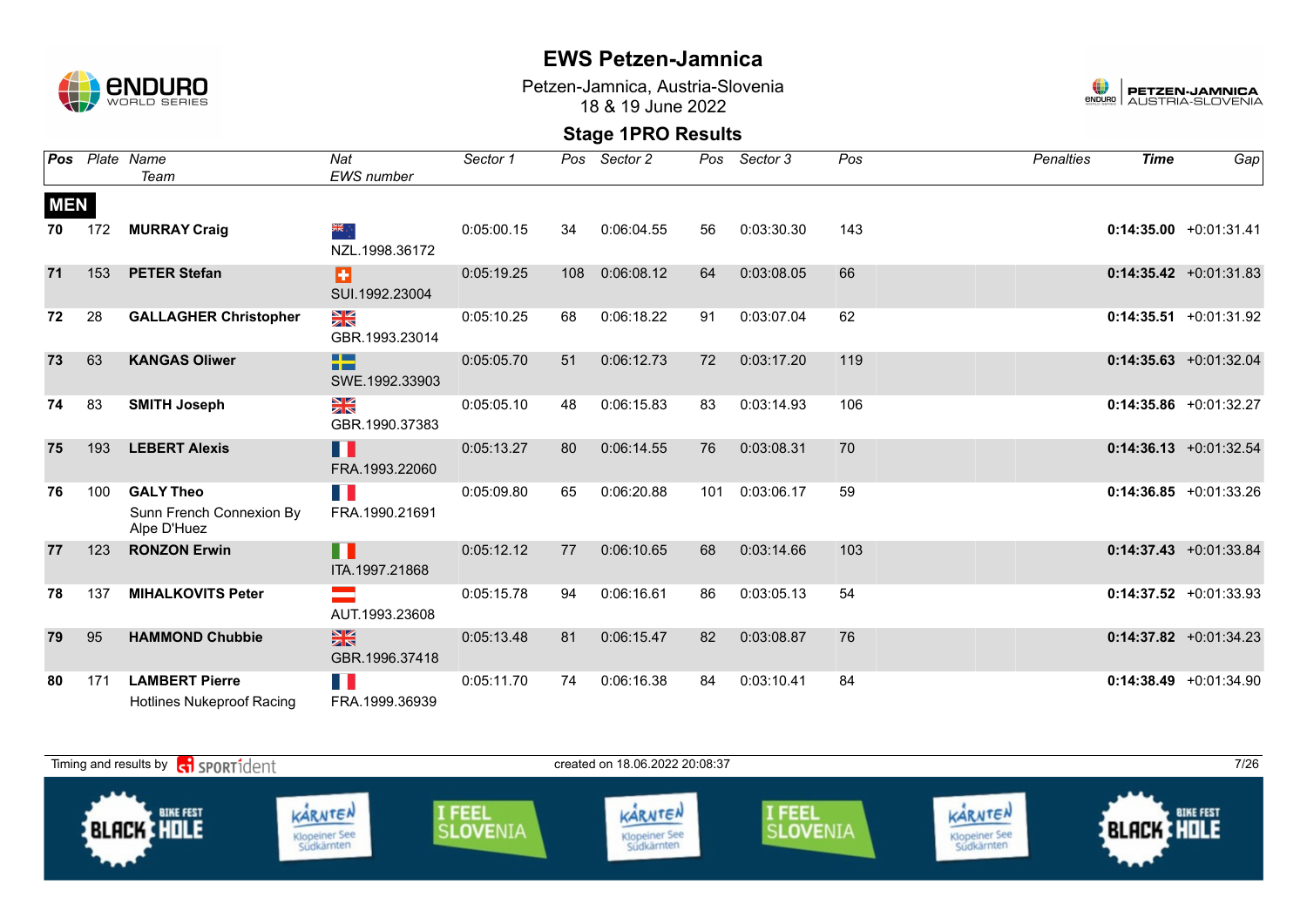# EWS Petzen-Jamnica

Petzen-Jamnica, Austria-Slovenia
18 & 19 June 2022

## Stage 1PRO Results

| Pos | Plate | Name / Team | Nat / EWS number | Sector 1 | Pos | Sector 2 | Pos | Sector 3 | Pos | Penalties | Time | Gap |
|---|---|---|---|---|---|---|---|---|---|---|---|---|
| **MEN** | | | | | | | | | | | | |
| 70 | 172 | **MURRAY Craig** | NZL.1998.36172 | 0:05:00.15 | 34 | 0:06:04.55 | 56 | 0:03:30.30 | 143 | | **0:14:35.00** | +0:01:31.41 |
| 71 | 153 | **PETER Stefan** | SUI.1992.23004 | 0:05:19.25 | 108 | 0:06:08.12 | 64 | 0:03:08.05 | 66 | | **0:14:35.42** | +0:01:31.83 |
| 72 | 28 | **GALLAGHER Christopher** | GBR.1993.23014 | 0:05:10.25 | 68 | 0:06:18.22 | 91 | 0:03:07.04 | 62 | | **0:14:35.51** | +0:01:31.92 |
| 73 | 63 | **KANGAS Oliwer** | SWE.1992.33903 | 0:05:05.70 | 51 | 0:06:12.73 | 72 | 0:03:17.20 | 119 | | **0:14:35.63** | +0:01:32.04 |
| 74 | 83 | **SMITH Joseph** | GBR.1990.37383 | 0:05:05.10 | 48 | 0:06:15.83 | 83 | 0:03:14.93 | 106 | | **0:14:35.86** | +0:01:32.27 |
| 75 | 193 | **LEBERT Alexis** | FRA.1993.22060 | 0:05:13.27 | 80 | 0:06:14.55 | 76 | 0:03:08.31 | 70 | | **0:14:36.13** | +0:01:32.54 |
| 76 | 100 | **GALY Theo**<br>Sunn French Connexion By Alpe D'Huez | FRA.1990.21691 | 0:05:09.80 | 65 | 0:06:20.88 | 101 | 0:03:06.17 | 59 | | **0:14:36.85** | +0:01:33.26 |
| 77 | 123 | **RONZON Erwin** | ITA.1997.21868 | 0:05:12.12 | 77 | 0:06:10.65 | 68 | 0:03:14.66 | 103 | | **0:14:37.43** | +0:01:33.84 |
| 78 | 137 | **MIHALKOVITS Peter** | AUT.1993.23608 | 0:05:15.78 | 94 | 0:06:16.61 | 86 | 0:03:05.13 | 54 | | **0:14:37.52** | +0:01:33.93 |
| 79 | 95 | **HAMMOND Chubbie** | GBR.1996.37418 | 0:05:13.48 | 81 | 0:06:15.47 | 82 | 0:03:08.87 | 76 | | **0:14:37.82** | +0:01:34.23 |
| 80 | 171 | **LAMBERT Pierre**<br>Hotlines Nukeproof Racing | FRA.1999.36939 | 0:05:11.70 | 74 | 0:06:16.38 | 84 | 0:03:10.41 | 84 | | **0:14:38.49** | +0:01:34.90 |

Timing and results by SPORTident — created on 18.06.2022 20:08:37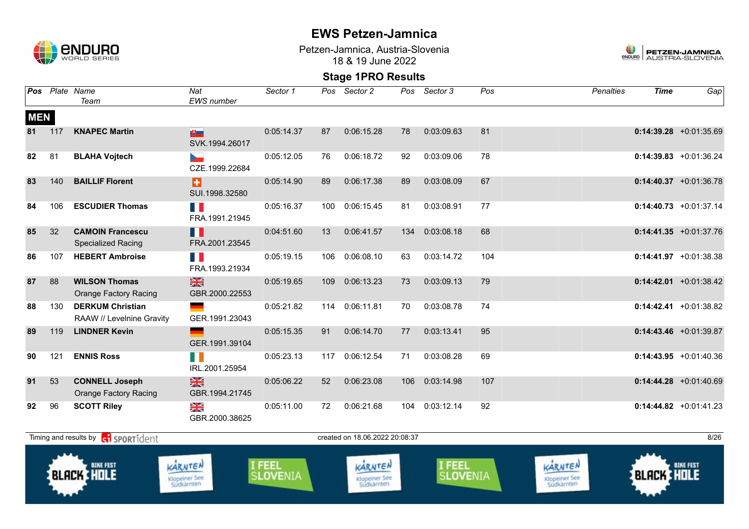# EWS Petzen-Jamnica

Petzen-Jamnica, Austria-Slovenia
18 & 19 June 2022

## Stage 1PRO Results

| Pos | Plate | Name / Team | Nat / EWS number | Sector 1 | Pos | Sector 2 | Pos | Sector 3 | Pos | Penalties | Time | Gap |
|---|---|---|---|---|---|---|---|---|---|---|---|---|
| **MEN** | | | | | | | | | | | | |
| 81 | 117 | **KNAPEC Martin** | SVK.1994.26017 | 0:05:14.37 | 87 | 0:06:15.28 | 78 | 0:03:09.63 | 81 | | **0:14:39.28** | +0:01:35.69 |
| 82 | 81 | **BLAHA Vojtech** | CZE.1999.22684 | 0:05:12.05 | 76 | 0:06:18.72 | 92 | 0:03:09.06 | 78 | | **0:14:39.83** | +0:01:36.24 |
| 83 | 140 | **BAILLIF Florent** | SUI.1998.32580 | 0:05:14.90 | 89 | 0:06:17.38 | 89 | 0:03:08.09 | 67 | | **0:14:40.37** | +0:01:36.78 |
| 84 | 106 | **ESCUDIER Thomas** | FRA.1991.21945 | 0:05:16.37 | 100 | 0:06:15.45 | 81 | 0:03:08.91 | 77 | | **0:14:40.73** | +0:01:37.14 |
| 85 | 32 | **CAMOIN Francescu** Specialized Racing | FRA.2001.23545 | 0:04:51.60 | 13 | 0:06:41.57 | 134 | 0:03:08.18 | 68 | | **0:14:41.35** | +0:01:37.76 |
| 86 | 107 | **HEBERT Ambroise** | FRA.1993.21934 | 0:05:19.15 | 106 | 0:06:08.10 | 63 | 0:03:14.72 | 104 | | **0:14:41.97** | +0:01:38.38 |
| 87 | 88 | **WILSON Thomas** Orange Factory Racing | GBR.2000.22553 | 0:05:19.65 | 109 | 0:06:13.23 | 73 | 0:03:09.13 | 79 | | **0:14:42.01** | +0:01:38.42 |
| 88 | 130 | **DERKUM Christian** RAAW // Levelnine Gravity | GER.1991.23043 | 0:05:21.82 | 114 | 0:06:11.81 | 70 | 0:03:08.78 | 74 | | **0:14:42.41** | +0:01:38.82 |
| 89 | 119 | **LINDNER Kevin** | GER.1991.39104 | 0:05:15.35 | 91 | 0:06:14.70 | 77 | 0:03:13.41 | 95 | | **0:14:43.46** | +0:01:39.87 |
| 90 | 121 | **ENNIS Ross** | IRL.2001.25954 | 0:05:23.13 | 117 | 0:06:12.54 | 71 | 0:03:08.28 | 69 | | **0:14:43.95** | +0:01:40.36 |
| 91 | 53 | **CONNELL Joseph** Orange Factory Racing | GBR.1994.21745 | 0:05:06.22 | 52 | 0:06:23.08 | 106 | 0:03:14.98 | 107 | | **0:14:44.28** | +0:01:40.69 |
| 92 | 96 | **SCOTT Riley** | GBR.2000.38625 | 0:05:11.00 | 72 | 0:06:21.68 | 104 | 0:03:12.14 | 92 | | **0:14:44.82** | +0:01:41.23 |

Timing and results by SPORTident — created on 18.06.2022 20:08:37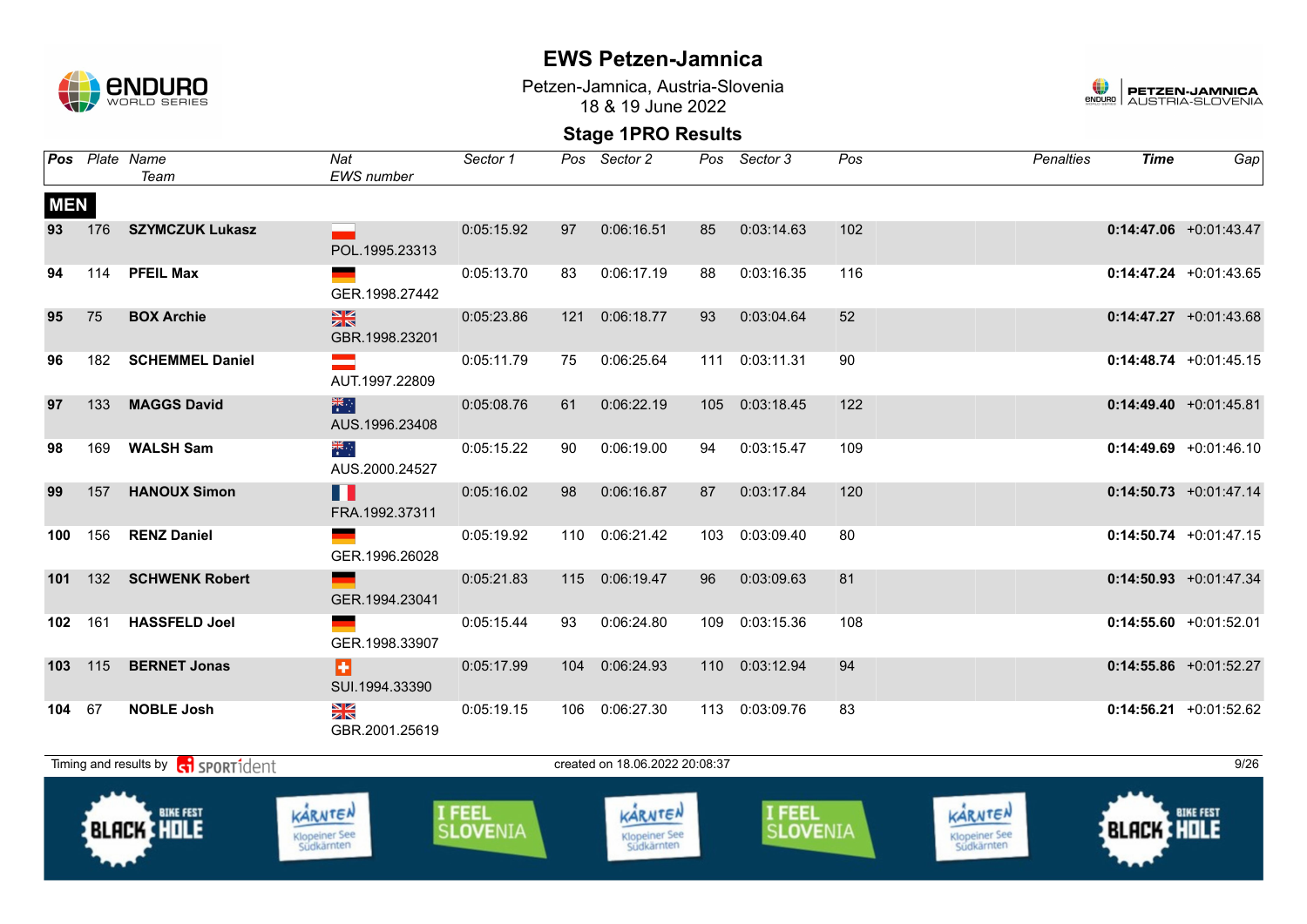# EWS Petzen-Jamnica

Petzen-Jamnica, Austria-Slovenia
18 & 19 June 2022

## Stage 1PRO Results

| Pos | Plate | Name / Team | Nat / EWS number | Sector 1 | Pos | Sector 2 | Pos | Sector 3 | Pos | Penalties | Time | Gap |
|---|---|---|---|---|---|---|---|---|---|---|---|---|
| **MEN** | | | | | | | | | | | | |
| 93 | 176 | **SZYMCZUK Lukasz** | POL.1995.23313 | 0:05:15.92 | 97 | 0:06:16.51 | 85 | 0:03:14.63 | 102 | | **0:14:47.06** | +0:01:43.47 |
| 94 | 114 | **PFEIL Max** | GER.1998.27442 | 0:05:13.70 | 83 | 0:06:17.19 | 88 | 0:03:16.35 | 116 | | **0:14:47.24** | +0:01:43.65 |
| 95 | 75 | **BOX Archie** | GBR.1998.23201 | 0:05:23.86 | 121 | 0:06:18.77 | 93 | 0:03:04.64 | 52 | | **0:14:47.27** | +0:01:43.68 |
| 96 | 182 | **SCHEMMEL Daniel** | AUT.1997.22809 | 0:05:11.79 | 75 | 0:06:25.64 | 111 | 0:03:11.31 | 90 | | **0:14:48.74** | +0:01:45.15 |
| 97 | 133 | **MAGGS David** | AUS.1996.23408 | 0:05:08.76 | 61 | 0:06:22.19 | 105 | 0:03:18.45 | 122 | | **0:14:49.40** | +0:01:45.81 |
| 98 | 169 | **WALSH Sam** | AUS.2000.24527 | 0:05:15.22 | 90 | 0:06:19.00 | 94 | 0:03:15.47 | 109 | | **0:14:49.69** | +0:01:46.10 |
| 99 | 157 | **HANOUX Simon** | FRA.1992.37311 | 0:05:16.02 | 98 | 0:06:16.87 | 87 | 0:03:17.84 | 120 | | **0:14:50.73** | +0:01:47.14 |
| 100 | 156 | **RENZ Daniel** | GER.1996.26028 | 0:05:19.92 | 110 | 0:06:21.42 | 103 | 0:03:09.40 | 80 | | **0:14:50.74** | +0:01:47.15 |
| 101 | 132 | **SCHWENK Robert** | GER.1994.23041 | 0:05:21.83 | 115 | 0:06:19.47 | 96 | 0:03:09.63 | 81 | | **0:14:50.93** | +0:01:47.34 |
| 102 | 161 | **HASSFELD Joel** | GER.1998.33907 | 0:05:15.44 | 93 | 0:06:24.80 | 109 | 0:03:15.36 | 108 | | **0:14:55.60** | +0:01:52.01 |
| 103 | 115 | **BERNET Jonas** | SUI.1994.33390 | 0:05:17.99 | 104 | 0:06:24.93 | 110 | 0:03:12.94 | 94 | | **0:14:55.86** | +0:01:52.27 |
| 104 | 67 | **NOBLE Josh** | GBR.2001.25619 | 0:05:19.15 | 106 | 0:06:27.30 | 113 | 0:03:09.76 | 83 | | **0:14:56.21** | +0:01:52.62 |

Timing and results by SPORTident — created on 18.06.2022 20:08:37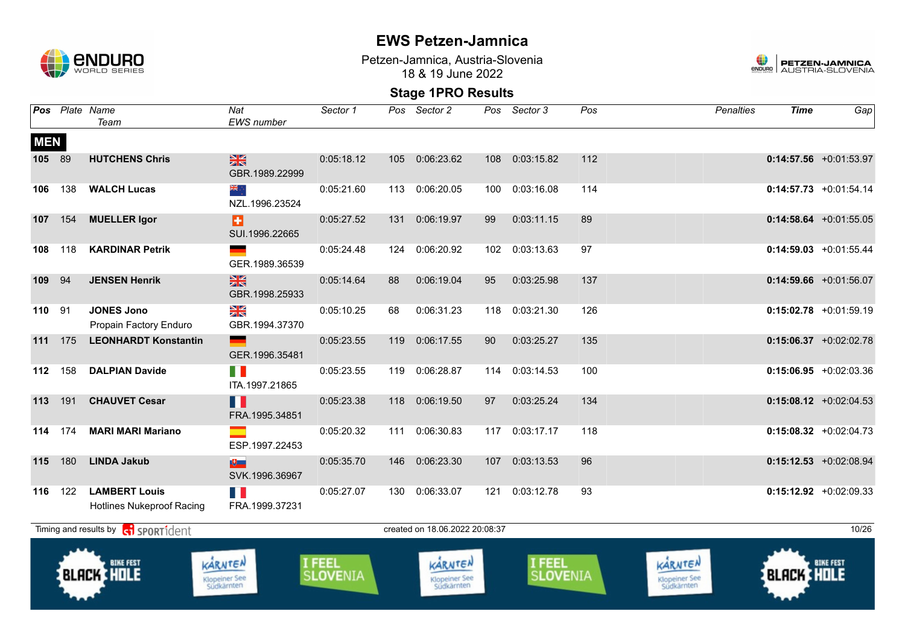# EWS Petzen-Jamnica

Petzen-Jamnica, Austria-Slovenia
18 & 19 June 2022

## Stage 1PRO Results

| Pos | Plate | Name / Team | Nat / EWS number | Sector 1 | Pos | Sector 2 | Pos | Sector 3 | Pos | Penalties | Time | Gap |
|---|---|---|---|---|---|---|---|---|---|---|---|---|
| **MEN** | | | | | | | | | | | | |
| **105** | 89 | **HUTCHENS Chris** | GBR.1989.22999 | 0:05:18.12 | 105 | 0:06:23.62 | 108 | 0:03:15.82 | 112 | | **0:14:57.56** | +0:01:53.97 |
| **106** | 138 | **WALCH Lucas** | NZL.1996.23524 | 0:05:21.60 | 113 | 0:06:20.05 | 100 | 0:03:16.08 | 114 | | **0:14:57.73** | +0:01:54.14 |
| **107** | 154 | **MUELLER Igor** | SUI.1996.22665 | 0:05:27.52 | 131 | 0:06:19.97 | 99 | 0:03:11.15 | 89 | | **0:14:58.64** | +0:01:55.05 |
| **108** | 118 | **KARDINAR Petrik** | GER.1989.36539 | 0:05:24.48 | 124 | 0:06:20.92 | 102 | 0:03:13.63 | 97 | | **0:14:59.03** | +0:01:55.44 |
| **109** | 94 | **JENSEN Henrik** | GBR.1998.25933 | 0:05:14.64 | 88 | 0:06:19.04 | 95 | 0:03:25.98 | 137 | | **0:14:59.66** | +0:01:56.07 |
| **110** | 91 | **JONES Jono** / Propain Factory Enduro | GBR.1994.37370 | 0:05:10.25 | 68 | 0:06:31.23 | 118 | 0:03:21.30 | 126 | | **0:15:02.78** | +0:01:59.19 |
| **111** | 175 | **LEONHARDT Konstantin** | GER.1996.35481 | 0:05:23.55 | 119 | 0:06:17.55 | 90 | 0:03:25.27 | 135 | | **0:15:06.37** | +0:02:02.78 |
| **112** | 158 | **DALPIAN Davide** | ITA.1997.21865 | 0:05:23.55 | 119 | 0:06:28.87 | 114 | 0:03:14.53 | 100 | | **0:15:06.95** | +0:02:03.36 |
| **113** | 191 | **CHAUVET Cesar** | FRA.1995.34851 | 0:05:23.38 | 118 | 0:06:19.50 | 97 | 0:03:25.24 | 134 | | **0:15:08.12** | +0:02:04.53 |
| **114** | 174 | **MARI MARI Mariano** | ESP.1997.22453 | 0:05:20.32 | 111 | 0:06:30.83 | 117 | 0:03:17.17 | 118 | | **0:15:08.32** | +0:02:04.73 |
| **115** | 180 | **LINDA Jakub** | SVK.1996.36967 | 0:05:35.70 | 146 | 0:06:23.30 | 107 | 0:03:13.53 | 96 | | **0:15:12.53** | +0:02:08.94 |
| **116** | 122 | **LAMBERT Louis** / Hotlines Nukeproof Racing | FRA.1999.37231 | 0:05:27.07 | 130 | 0:06:33.07 | 121 | 0:03:12.78 | 93 | | **0:15:12.92** | +0:02:09.33 |

Timing and results by SPORTident — created on 18.06.2022 20:08:37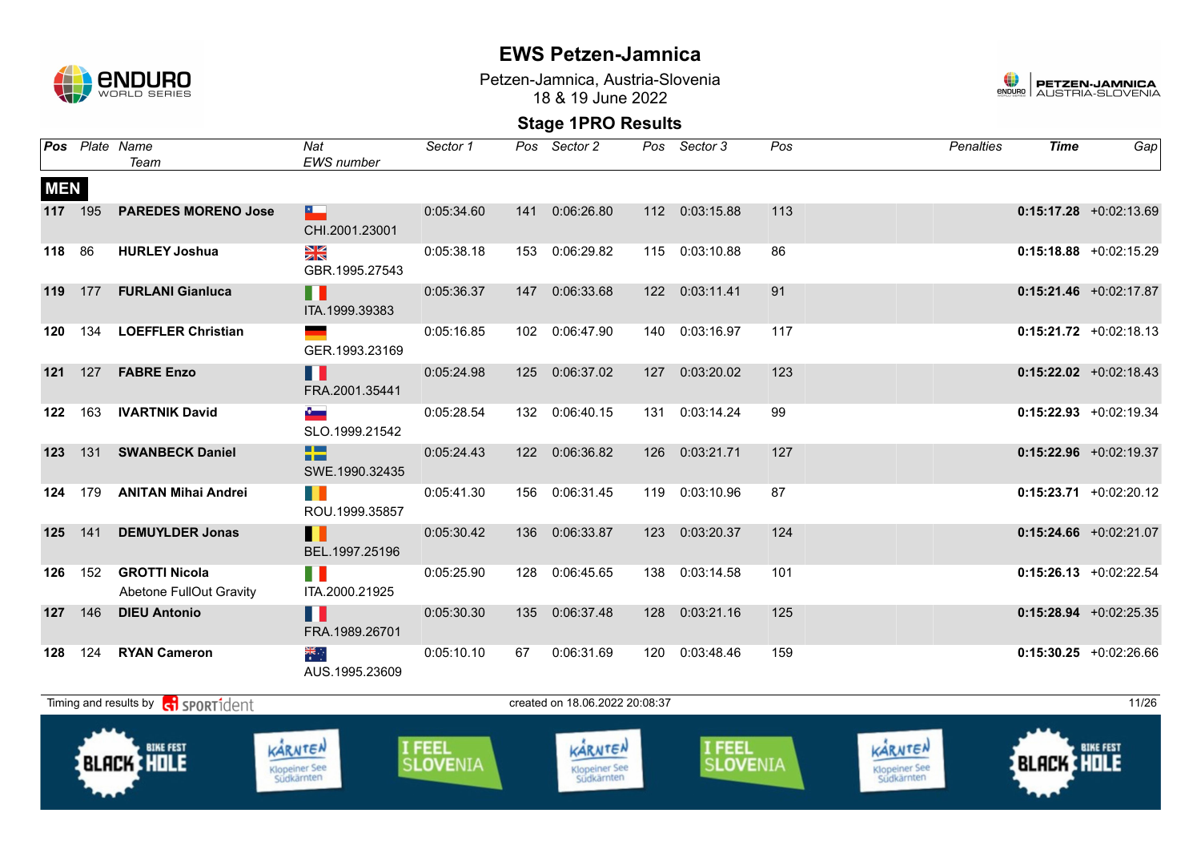# EWS Petzen-Jamnica

Petzen-Jamnica, Austria-Slovenia
18 & 19 June 2022

## Stage 1PRO Results

| Pos | Plate | Name / Team | Nat / EWS number | Sector 1 | Pos | Sector 2 | Pos | Sector 3 | Pos | Penalties | Time | Gap |
|---|---|---|---|---|---|---|---|---|---|---|---|---|
| **MEN** | | | | | | | | | | | | |
| **117** | 195 | **PAREDES MORENO Jose** | CHI.2001.23001 | 0:05:34.60 | 141 | 0:06:26.80 | 112 | 0:03:15.88 | 113 | | **0:15:17.28** | +0:02:13.69 |
| **118** | 86 | **HURLEY Joshua** | GBR.1995.27543 | 0:05:38.18 | 153 | 0:06:29.82 | 115 | 0:03:10.88 | 86 | | **0:15:18.88** | +0:02:15.29 |
| **119** | 177 | **FURLANI Gianluca** | ITA.1999.39383 | 0:05:36.37 | 147 | 0:06:33.68 | 122 | 0:03:11.41 | 91 | | **0:15:21.46** | +0:02:17.87 |
| **120** | 134 | **LOEFFLER Christian** | GER.1993.23169 | 0:05:16.85 | 102 | 0:06:47.90 | 140 | 0:03:16.97 | 117 | | **0:15:21.72** | +0:02:18.13 |
| **121** | 127 | **FABRE Enzo** | FRA.2001.35441 | 0:05:24.98 | 125 | 0:06:37.02 | 127 | 0:03:20.02 | 123 | | **0:15:22.02** | +0:02:18.43 |
| **122** | 163 | **IVARTNIK David** | SLO.1999.21542 | 0:05:28.54 | 132 | 0:06:40.15 | 131 | 0:03:14.24 | 99 | | **0:15:22.93** | +0:02:19.34 |
| **123** | 131 | **SWANBECK Daniel** | SWE.1990.32435 | 0:05:24.43 | 122 | 0:06:36.82 | 126 | 0:03:21.71 | 127 | | **0:15:22.96** | +0:02:19.37 |
| **124** | 179 | **ANITAN Mihai Andrei** | ROU.1999.35857 | 0:05:41.30 | 156 | 0:06:31.45 | 119 | 0:03:10.96 | 87 | | **0:15:23.71** | +0:02:20.12 |
| **125** | 141 | **DEMUYLDER Jonas** | BEL.1997.25196 | 0:05:30.42 | 136 | 0:06:33.87 | 123 | 0:03:20.37 | 124 | | **0:15:24.66** | +0:02:21.07 |
| **126** | 152 | **GROTTI Nicola** Abetone FullOut Gravity | ITA.2000.21925 | 0:05:25.90 | 128 | 0:06:45.65 | 138 | 0:03:14.58 | 101 | | **0:15:26.13** | +0:02:22.54 |
| **127** | 146 | **DIEU Antonio** | FRA.1989.26701 | 0:05:30.30 | 135 | 0:06:37.48 | 128 | 0:03:21.16 | 125 | | **0:15:28.94** | +0:02:25.35 |
| **128** | 124 | **RYAN Cameron** | AUS.1995.23609 | 0:05:10.10 | 67 | 0:06:31.69 | 120 | 0:03:48.46 | 159 | | **0:15:30.25** | +0:02:26.66 |

Timing and results by SPORTident — created on 18.06.2022 20:08:37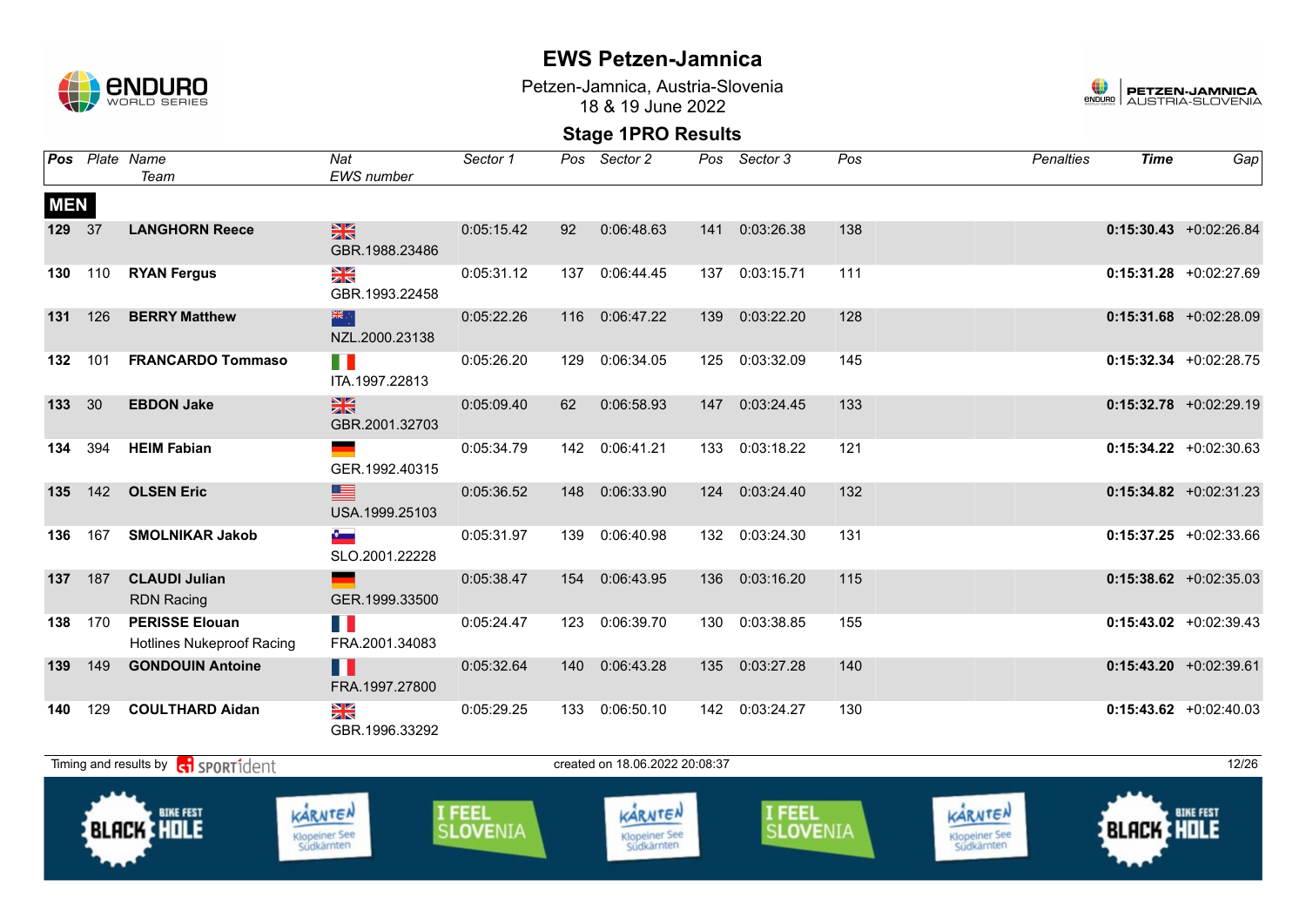# EWS Petzen-Jamnica

Petzen-Jamnica, Austria-Slovenia
18 & 19 June 2022

## Stage 1PRO Results

| Pos | Plate | Name / Team | Nat / EWS number | Sector 1 | Pos | Sector 2 | Pos | Sector 3 | Pos | Penalties | Time | Gap |
|---|---|---|---|---|---|---|---|---|---|---|---|---|
| **MEN** | | | | | | | | | | | | |
| **129** | 37 | **LANGHORN Reece** | GBR.1988.23486 | 0:05:15.42 | 92 | 0:06:48.63 | 141 | 0:03:26.38 | 138 | | **0:15:30.43** | +0:02:26.84 |
| **130** | 110 | **RYAN Fergus** | GBR.1993.22458 | 0:05:31.12 | 137 | 0:06:44.45 | 137 | 0:03:15.71 | 111 | | **0:15:31.28** | +0:02:27.69 |
| **131** | 126 | **BERRY Matthew** | NZL.2000.23138 | 0:05:22.26 | 116 | 0:06:47.22 | 139 | 0:03:22.20 | 128 | | **0:15:31.68** | +0:02:28.09 |
| **132** | 101 | **FRANCARDO Tommaso** | ITA.1997.22813 | 0:05:26.20 | 129 | 0:06:34.05 | 125 | 0:03:32.09 | 145 | | **0:15:32.34** | +0:02:28.75 |
| **133** | 30 | **EBDON Jake** | GBR.2001.32703 | 0:05:09.40 | 62 | 0:06:58.93 | 147 | 0:03:24.45 | 133 | | **0:15:32.78** | +0:02:29.19 |
| **134** | 394 | **HEIM Fabian** | GER.1992.40315 | 0:05:34.79 | 142 | 0:06:41.21 | 133 | 0:03:18.22 | 121 | | **0:15:34.22** | +0:02:30.63 |
| **135** | 142 | **OLSEN Eric** | USA.1999.25103 | 0:05:36.52 | 148 | 0:06:33.90 | 124 | 0:03:24.40 | 132 | | **0:15:34.82** | +0:02:31.23 |
| **136** | 167 | **SMOLNIKAR Jakob** | SLO.2001.22228 | 0:05:31.97 | 139 | 0:06:40.98 | 132 | 0:03:24.30 | 131 | | **0:15:37.25** | +0:02:33.66 |
| **137** | 187 | **CLAUDI Julian** / RDN Racing | GER.1999.33500 | 0:05:38.47 | 154 | 0:06:43.95 | 136 | 0:03:16.20 | 115 | | **0:15:38.62** | +0:02:35.03 |
| **138** | 170 | **PERISSE Elouan** / Hotlines Nukeproof Racing | FRA.2001.34083 | 0:05:24.47 | 123 | 0:06:39.70 | 130 | 0:03:38.85 | 155 | | **0:15:43.02** | +0:02:39.43 |
| **139** | 149 | **GONDOUIN Antoine** | FRA.1997.27800 | 0:05:32.64 | 140 | 0:06:43.28 | 135 | 0:03:27.28 | 140 | | **0:15:43.20** | +0:02:39.61 |
| **140** | 129 | **COULTHARD Aidan** | GBR.1996.33292 | 0:05:29.25 | 133 | 0:06:50.10 | 142 | 0:03:24.27 | 130 | | **0:15:43.62** | +0:02:40.03 |

Timing and results by SPORTident — created on 18.06.2022 20:08:37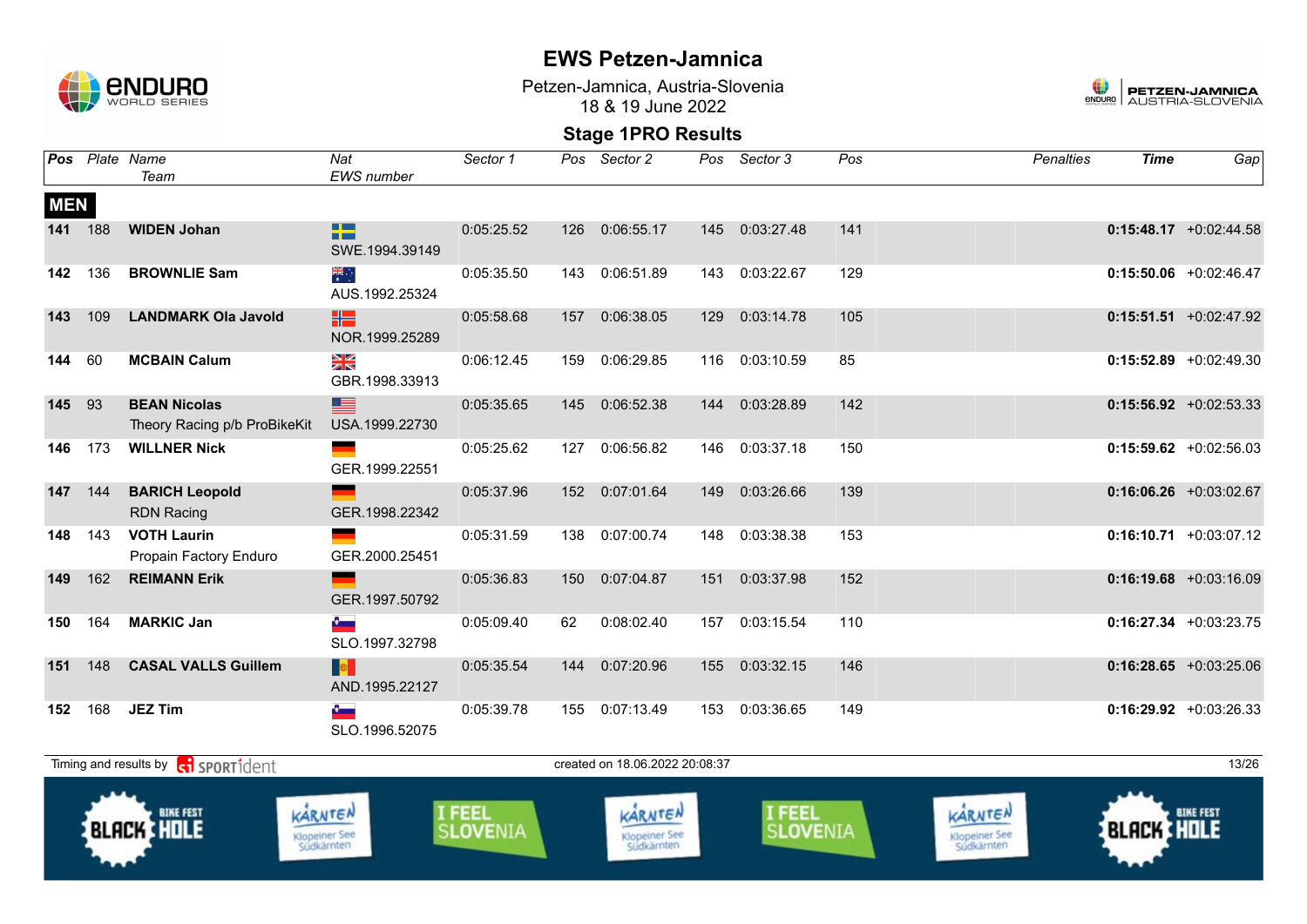# EWS Petzen-Jamnica

Petzen-Jamnica, Austria-Slovenia
18 & 19 June 2022

## Stage 1PRO Results

| Pos | Plate | Name / Team | Nat / EWS number | Sector 1 | Pos | Sector 2 | Pos | Sector 3 | Pos | Penalties | Time | Gap |
|---|---|---|---|---|---|---|---|---|---|---|---|---|
| **MEN** | | | | | | | | | | | | |
| **141** | 188 | **WIDEN Johan** | SWE.1994.39149 | 0:05:25.52 | 126 | 0:06:55.17 | 145 | 0:03:27.48 | 141 | | **0:15:48.17** | +0:02:44.58 |
| **142** | 136 | **BROWNLIE Sam** | AUS.1992.25324 | 0:05:35.50 | 143 | 0:06:51.89 | 143 | 0:03:22.67 | 129 | | **0:15:50.06** | +0:02:46.47 |
| **143** | 109 | **LANDMARK Ola Javold** | NOR.1999.25289 | 0:05:58.68 | 157 | 0:06:38.05 | 129 | 0:03:14.78 | 105 | | **0:15:51.51** | +0:02:47.92 |
| **144** | 60 | **MCBAIN Calum** | GBR.1998.33913 | 0:06:12.45 | 159 | 0:06:29.85 | 116 | 0:03:10.59 | 85 | | **0:15:52.89** | +0:02:49.30 |
| **145** | 93 | **BEAN Nicolas** Theory Racing p/b ProBikeKit | USA.1999.22730 | 0:05:35.65 | 145 | 0:06:52.38 | 144 | 0:03:28.89 | 142 | | **0:15:56.92** | +0:02:53.33 |
| **146** | 173 | **WILLNER Nick** | GER.1999.22551 | 0:05:25.62 | 127 | 0:06:56.82 | 146 | 0:03:37.18 | 150 | | **0:15:59.62** | +0:02:56.03 |
| **147** | 144 | **BARICH Leopold** RDN Racing | GER.1998.22342 | 0:05:37.96 | 152 | 0:07:01.64 | 149 | 0:03:26.66 | 139 | | **0:16:06.26** | +0:03:02.67 |
| **148** | 143 | **VOTH Laurin** Propain Factory Enduro | GER.2000.25451 | 0:05:31.59 | 138 | 0:07:00.74 | 148 | 0:03:38.38 | 153 | | **0:16:10.71** | +0:03:07.12 |
| **149** | 162 | **REIMANN Erik** | GER.1997.50792 | 0:05:36.83 | 150 | 0:07:04.87 | 151 | 0:03:37.98 | 152 | | **0:16:19.68** | +0:03:16.09 |
| **150** | 164 | **MARKIC Jan** | SLO.1997.32798 | 0:05:09.40 | 62 | 0:08:02.40 | 157 | 0:03:15.54 | 110 | | **0:16:27.34** | +0:03:23.75 |
| **151** | 148 | **CASAL VALLS Guillem** | AND.1995.22127 | 0:05:35.54 | 144 | 0:07:20.96 | 155 | 0:03:32.15 | 146 | | **0:16:28.65** | +0:03:25.06 |
| **152** | 168 | **JEZ Tim** | SLO.1996.52075 | 0:05:39.78 | 155 | 0:07:13.49 | 153 | 0:03:36.65 | 149 | | **0:16:29.92** | +0:03:26.33 |

Timing and results by SPORTident — created on 18.06.2022 20:08:37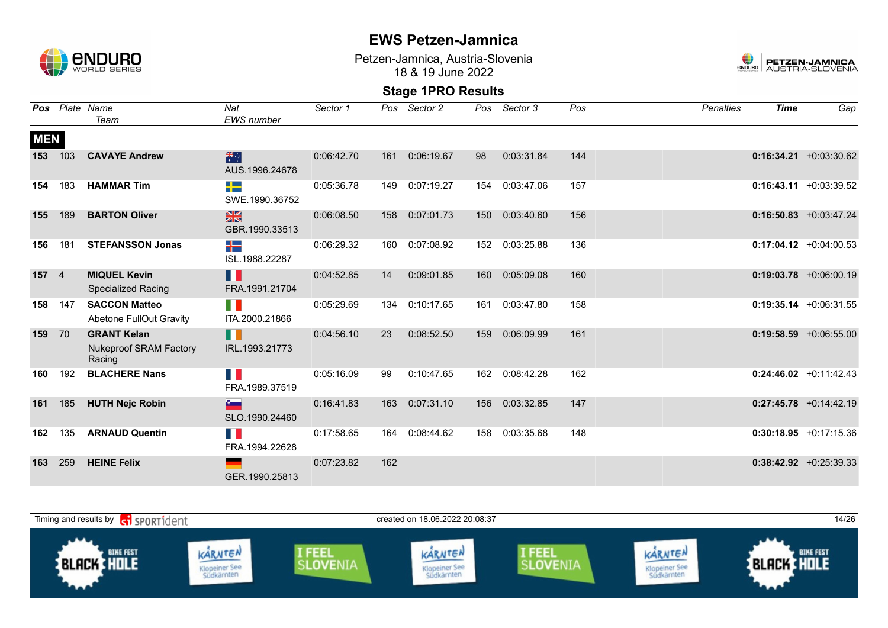# EWS Petzen-Jamnica

Petzen-Jamnica, Austria-Slovenia
18 & 19 June 2022

## Stage 1PRO Results

| Pos | Plate | Name / Team | Nat / EWS number | Sector 1 | Pos | Sector 2 | Pos | Sector 3 | Pos | Penalties | Time | Gap |
|---|---|---|---|---|---|---|---|---|---|---|---|---|
| **MEN** | | | | | | | | | | | | |
| **153** | 103 | **CAVAYE Andrew** | AUS.1996.24678 | 0:06:42.70 | 161 | 0:06:19.67 | 98 | 0:03:31.84 | 144 | | **0:16:34.21** | +0:03:30.62 |
| **154** | 183 | **HAMMAR Tim** | SWE.1990.36752 | 0:05:36.78 | 149 | 0:07:19.27 | 154 | 0:03:47.06 | 157 | | **0:16:43.11** | +0:03:39.52 |
| **155** | 189 | **BARTON Oliver** | GBR.1990.33513 | 0:06:08.50 | 158 | 0:07:01.73 | 150 | 0:03:40.60 | 156 | | **0:16:50.83** | +0:03:47.24 |
| **156** | 181 | **STEFANSSON Jonas** | ISL.1988.22287 | 0:06:29.32 | 160 | 0:07:08.92 | 152 | 0:03:25.88 | 136 | | **0:17:04.12** | +0:04:00.53 |
| **157** | 4 | **MIQUEL Kevin** Specialized Racing | FRA.1991.21704 | 0:04:52.85 | 14 | 0:09:01.85 | 160 | 0:05:09.08 | 160 | | **0:19:03.78** | +0:06:00.19 |
| **158** | 147 | **SACCON Matteo** Abetone FullOut Gravity | ITA.2000.21866 | 0:05:29.69 | 134 | 0:10:17.65 | 161 | 0:03:47.80 | 158 | | **0:19:35.14** | +0:06:31.55 |
| **159** | 70 | **GRANT Kelan** Nukeproof SRAM Factory Racing | IRL.1993.21773 | 0:04:56.10 | 23 | 0:08:52.50 | 159 | 0:06:09.99 | 161 | | **0:19:58.59** | +0:06:55.00 |
| **160** | 192 | **BLACHERE Nans** | FRA.1989.37519 | 0:05:16.09 | 99 | 0:10:47.65 | 162 | 0:08:42.28 | 162 | | **0:24:46.02** | +0:11:42.43 |
| **161** | 185 | **HUTH Nejc Robin** | SLO.1990.24460 | 0:16:41.83 | 163 | 0:07:31.10 | 156 | 0:03:32.85 | 147 | | **0:27:45.78** | +0:14:42.19 |
| **162** | 135 | **ARNAUD Quentin** | FRA.1994.22628 | 0:17:58.65 | 164 | 0:08:44.62 | 158 | 0:03:35.68 | 148 | | **0:30:18.95** | +0:17:15.36 |
| **163** | 259 | **HEINE Felix** | GER.1990.25813 | 0:07:23.82 | 162 | | | | | | **0:38:42.92** | +0:25:39.33 |

Timing and results by SPORTident — created on 18.06.2022 20:08:37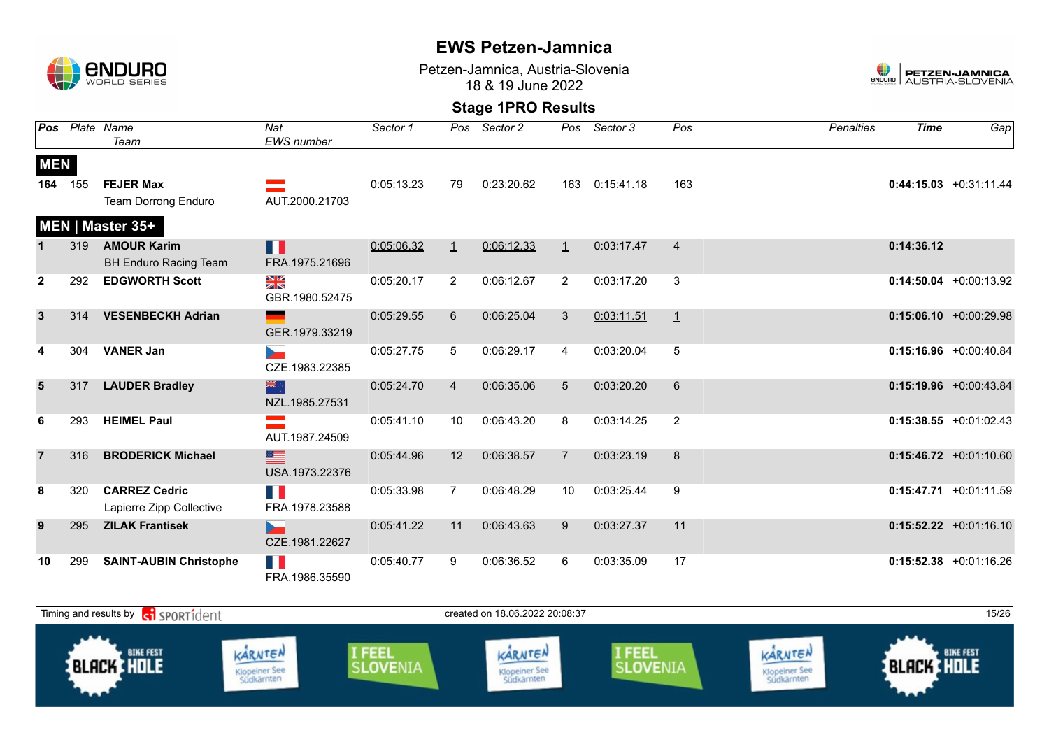# EWS Petzen-Jamnica

Petzen-Jamnica, Austria-Slovenia
18 & 19 June 2022

## Stage 1PRO Results

| Pos | Plate | Name / Team | Nat / EWS number | Sector 1 | Pos | Sector 2 | Pos | Sector 3 | Pos | Penalties | Time | Gap |
|---|---|---|---|---|---|---|---|---|---|---|---|---|
| **MEN** | | | | | | | | | | | | |
| 164 | 155 | **FEJER Max** Team Dorrong Enduro | AUT.2000.21703 | 0:05:13.23 | 79 | 0:23:20.62 | 163 | 0:15:41.18 | 163 | | **0:44:15.03** | +0:31:11.44 |
| **MEN \| Master 35+** | | | | | | | | | | | | |
| 1 | 319 | **AMOUR Karim** BH Enduro Racing Team | FRA.1975.21696 | 0:05:06.32 | 1 | 0:06:12.33 | 1 | 0:03:17.47 | 4 | | **0:14:36.12** | |
| 2 | 292 | **EDGWORTH Scott** | GBR.1980.52475 | 0:05:20.17 | 2 | 0:06:12.67 | 2 | 0:03:17.20 | 3 | | **0:14:50.04** | +0:00:13.92 |
| 3 | 314 | **VESENBECKH Adrian** | GER.1979.33219 | 0:05:29.55 | 6 | 0:06:25.04 | 3 | 0:03:11.51 | 1 | | **0:15:06.10** | +0:00:29.98 |
| 4 | 304 | **VANER Jan** | CZE.1983.22385 | 0:05:27.75 | 5 | 0:06:29.17 | 4 | 0:03:20.04 | 5 | | **0:15:16.96** | +0:00:40.84 |
| 5 | 317 | **LAUDER Bradley** | NZL.1985.27531 | 0:05:24.70 | 4 | 0:06:35.06 | 5 | 0:03:20.20 | 6 | | **0:15:19.96** | +0:00:43.84 |
| 6 | 293 | **HEIMEL Paul** | AUT.1987.24509 | 0:05:41.10 | 10 | 0:06:43.20 | 8 | 0:03:14.25 | 2 | | **0:15:38.55** | +0:01:02.43 |
| 7 | 316 | **BRODERICK Michael** | USA.1973.22376 | 0:05:44.96 | 12 | 0:06:38.57 | 7 | 0:03:23.19 | 8 | | **0:15:46.72** | +0:01:10.60 |
| 8 | 320 | **CARREZ Cedric** Lapierre Zipp Collective | FRA.1978.23588 | 0:05:33.98 | 7 | 0:06:48.29 | 10 | 0:03:25.44 | 9 | | **0:15:47.71** | +0:01:11.59 |
| 9 | 295 | **ZILAK Frantisek** | CZE.1981.22627 | 0:05:41.22 | 11 | 0:06:43.63 | 9 | 0:03:27.37 | 11 | | **0:15:52.22** | +0:01:16.10 |
| 10 | 299 | **SAINT-AUBIN Christophe** | FRA.1986.35590 | 0:05:40.77 | 9 | 0:06:36.52 | 6 | 0:03:35.09 | 17 | | **0:15:52.38** | +0:01:16.26 |

Timing and results by SPORTident

created on 18.06.2022 20:08:37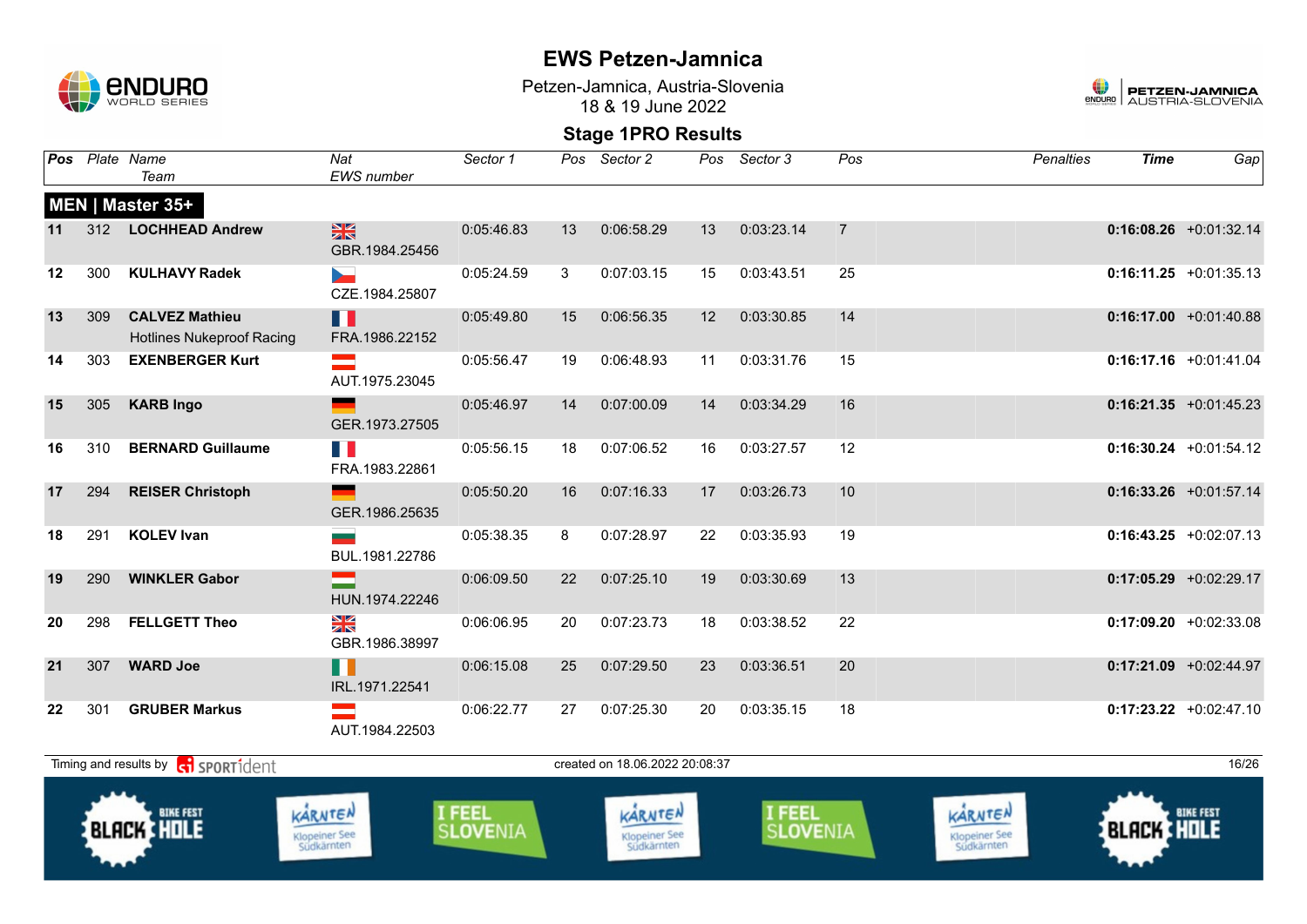# EWS Petzen-Jamnica

Petzen-Jamnica, Austria-Slovenia
18 & 19 June 2022

## Stage 1PRO Results

### MEN | Master 35+

| Pos | Plate | Name / Team | Nat / EWS number | Sector 1 | Pos | Sector 2 | Pos | Sector 3 | Pos | Penalties | Time | Gap |
|---|---|---|---|---|---|---|---|---|---|---|---|---|
| 11 | 312 | **LOCHHEAD Andrew** | GBR.1984.25456 | 0:05:46.83 | 13 | 0:06:58.29 | 13 | 0:03:23.14 | 7 | | **0:16:08.26** | +0:01:32.14 |
| 12 | 300 | **KULHAVY Radek** | CZE.1984.25807 | 0:05:24.59 | 3 | 0:07:03.15 | 15 | 0:03:43.51 | 25 | | **0:16:11.25** | +0:01:35.13 |
| 13 | 309 | **CALVEZ Mathieu** Hotlines Nukeproof Racing | FRA.1986.22152 | 0:05:49.80 | 15 | 0:06:56.35 | 12 | 0:03:30.85 | 14 | | **0:16:17.00** | +0:01:40.88 |
| 14 | 303 | **EXENBERGER Kurt** | AUT.1975.23045 | 0:05:56.47 | 19 | 0:06:48.93 | 11 | 0:03:31.76 | 15 | | **0:16:17.16** | +0:01:41.04 |
| 15 | 305 | **KARB Ingo** | GER.1973.27505 | 0:05:46.97 | 14 | 0:07:00.09 | 14 | 0:03:34.29 | 16 | | **0:16:21.35** | +0:01:45.23 |
| 16 | 310 | **BERNARD Guillaume** | FRA.1983.22861 | 0:05:56.15 | 18 | 0:07:06.52 | 16 | 0:03:27.57 | 12 | | **0:16:30.24** | +0:01:54.12 |
| 17 | 294 | **REISER Christoph** | GER.1986.25635 | 0:05:50.20 | 16 | 0:07:16.33 | 17 | 0:03:26.73 | 10 | | **0:16:33.26** | +0:01:57.14 |
| 18 | 291 | **KOLEV Ivan** | BUL.1981.22786 | 0:05:38.35 | 8 | 0:07:28.97 | 22 | 0:03:35.93 | 19 | | **0:16:43.25** | +0:02:07.13 |
| 19 | 290 | **WINKLER Gabor** | HUN.1974.22246 | 0:06:09.50 | 22 | 0:07:25.10 | 19 | 0:03:30.69 | 13 | | **0:17:05.29** | +0:02:29.17 |
| 20 | 298 | **FELLGETT Theo** | GBR.1986.38997 | 0:06:06.95 | 20 | 0:07:23.73 | 18 | 0:03:38.52 | 22 | | **0:17:09.20** | +0:02:33.08 |
| 21 | 307 | **WARD Joe** | IRL.1971.22541 | 0:06:15.08 | 25 | 0:07:29.50 | 23 | 0:03:36.51 | 20 | | **0:17:21.09** | +0:02:44.97 |
| 22 | 301 | **GRUBER Markus** | AUT.1984.22503 | 0:06:22.77 | 27 | 0:07:25.30 | 20 | 0:03:35.15 | 18 | | **0:17:23.22** | +0:02:47.10 |

Timing and results by SPORTident

created on 18.06.2022 20:08:37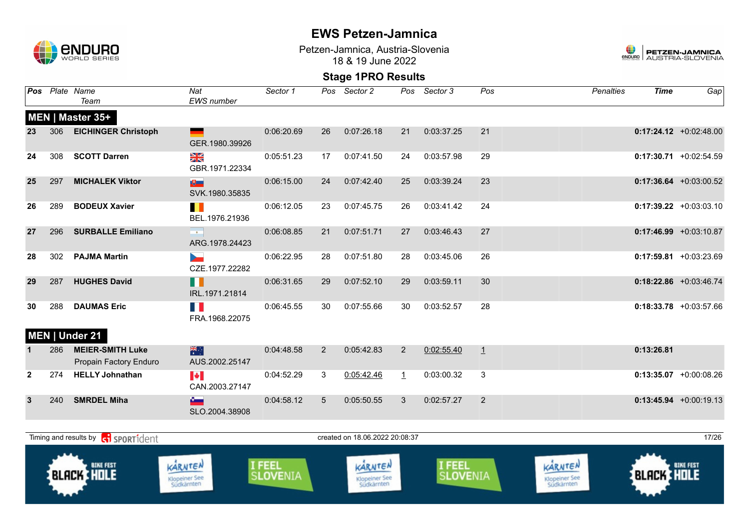# EWS Petzen-Jamnica

Petzen-Jamnica, Austria-Slovenia
18 & 19 June 2022

## Stage 1PRO Results

| Pos | Plate | Name / Team | Nat / EWS number | Sector 1 | Pos | Sector 2 | Pos | Sector 3 | Pos | Penalties | Time | Gap |
|---|---|---|---|---|---|---|---|---|---|---|---|---|
| **MEN \| Master 35+** | | | | | | | | | | | | |
| 23 | 306 | **EICHINGER Christoph** | GER.1980.39926 | 0:06:20.69 | 26 | 0:07:26.18 | 21 | 0:03:37.25 | 21 | | **0:17:24.12** | +0:02:48.00 |
| 24 | 308 | **SCOTT Darren** | GBR.1971.22334 | 0:05:51.23 | 17 | 0:07:41.50 | 24 | 0:03:57.98 | 29 | | **0:17:30.71** | +0:02:54.59 |
| 25 | 297 | **MICHALEK Viktor** | SVK.1980.35835 | 0:06:15.00 | 24 | 0:07:42.40 | 25 | 0:03:39.24 | 23 | | **0:17:36.64** | +0:03:00.52 |
| 26 | 289 | **BODEUX Xavier** | BEL.1976.21936 | 0:06:12.05 | 23 | 0:07:45.75 | 26 | 0:03:41.42 | 24 | | **0:17:39.22** | +0:03:03.10 |
| 27 | 296 | **SURBALLE Emiliano** | ARG.1978.24423 | 0:06:08.85 | 21 | 0:07:51.71 | 27 | 0:03:46.43 | 27 | | **0:17:46.99** | +0:03:10.87 |
| 28 | 302 | **PAJMA Martin** | CZE.1977.22282 | 0:06:22.95 | 28 | 0:07:51.80 | 28 | 0:03:45.06 | 26 | | **0:17:59.81** | +0:03:23.69 |
| 29 | 287 | **HUGHES David** | IRL.1971.21814 | 0:06:31.65 | 29 | 0:07:52.10 | 29 | 0:03:59.11 | 30 | | **0:18:22.86** | +0:03:46.74 |
| 30 | 288 | **DAUMAS Eric** | FRA.1968.22075 | 0:06:45.55 | 30 | 0:07:55.66 | 30 | 0:03:52.57 | 28 | | **0:18:33.78** | +0:03:57.66 |
| **MEN \| Under 21** | | | | | | | | | | | | |
| 1 | 286 | **MEIER-SMITH Luke** Propain Factory Enduro | AUS.2002.25147 | 0:04:48.58 | 2 | 0:05:42.83 | 2 | 0:02:55.40 | 1 | | **0:13:26.81** | |
| 2 | 274 | **HELLY Johnathan** | CAN.2003.27147 | 0:04:52.29 | 3 | 0:05:42.46 | 1 | 0:03:00.32 | 3 | | **0:13:35.07** | +0:00:08.26 |
| 3 | 240 | **SMRDEL Miha** | SLO.2004.38908 | 0:04:58.12 | 5 | 0:05:50.55 | 3 | 0:02:57.27 | 2 | | **0:13:45.94** | +0:00:19.13 |

Timing and results by SPORTident — created on 18.06.2022 20:08:37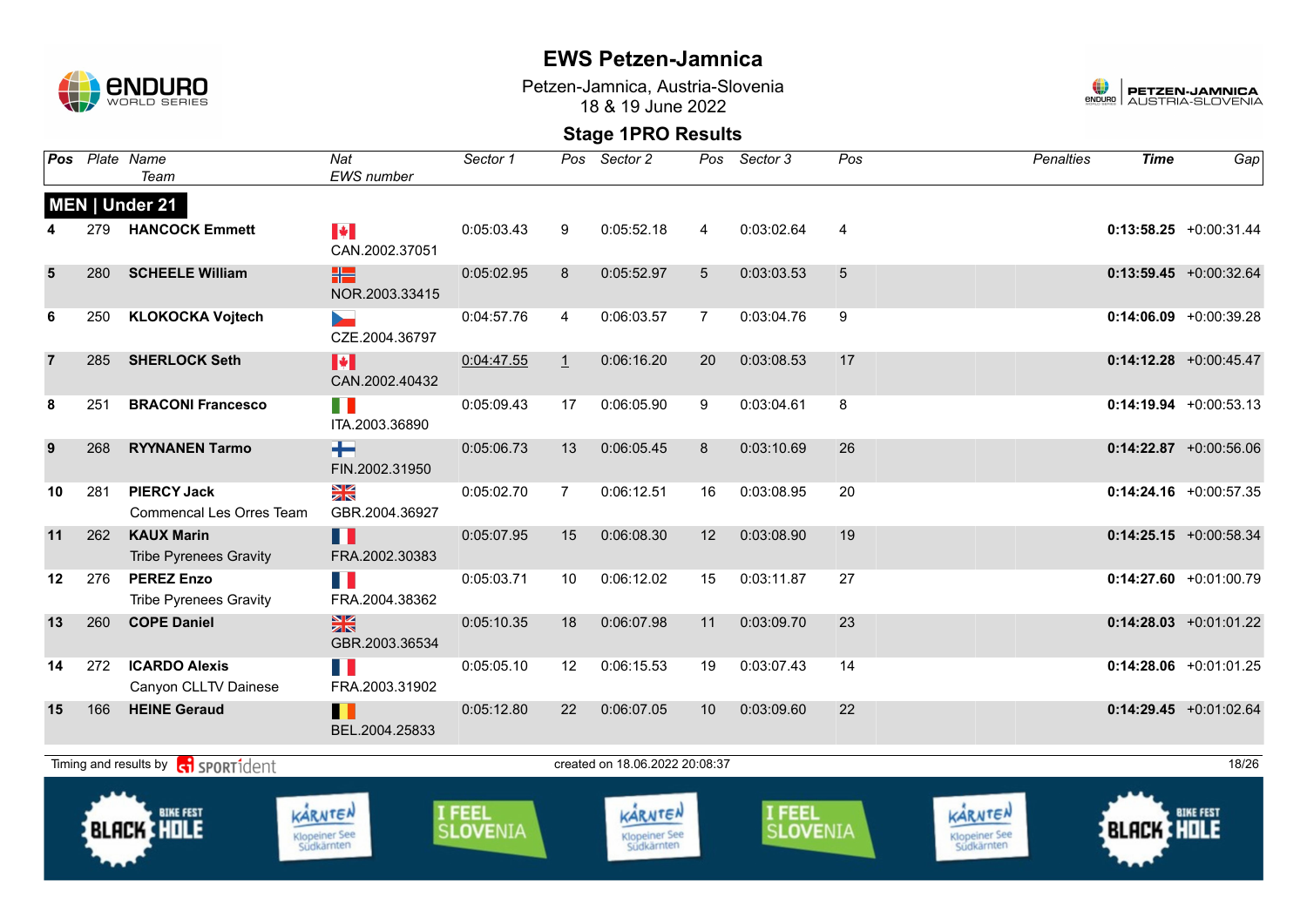# EWS Petzen-Jamnica

Petzen-Jamnica, Austria-Slovenia
18 & 19 June 2022

## Stage 1PRO Results

### MEN | Under 21

| Pos | Plate | Name / Team | Nat / EWS number | Sector 1 | Pos | Sector 2 | Pos | Sector 3 | Pos | Penalties | Time | Gap |
|---|---|---|---|---|---|---|---|---|---|---|---|---|
| 4 | 279 | **HANCOCK Emmett** | CAN.2002.37051 | 0:05:03.43 | 9 | 0:05:52.18 | 4 | 0:03:02.64 | 4 | | **0:13:58.25** | +0:00:31.44 |
| 5 | 280 | **SCHEELE William** | NOR.2003.33415 | 0:05:02.95 | 8 | 0:05:52.97 | 5 | 0:03:03.53 | 5 | | **0:13:59.45** | +0:00:32.64 |
| 6 | 250 | **KLOKOCKA Vojtech** | CZE.2004.36797 | 0:04:57.76 | 4 | 0:06:03.57 | 7 | 0:03:04.76 | 9 | | **0:14:06.09** | +0:00:39.28 |
| 7 | 285 | **SHERLOCK Seth** | CAN.2002.40432 | 0:04:47.55 | 1 | 0:06:16.20 | 20 | 0:03:08.53 | 17 | | **0:14:12.28** | +0:00:45.47 |
| 8 | 251 | **BRACONI Francesco** | ITA.2003.36890 | 0:05:09.43 | 17 | 0:06:05.90 | 9 | 0:03:04.61 | 8 | | **0:14:19.94** | +0:00:53.13 |
| 9 | 268 | **RYYNANEN Tarmo** | FIN.2002.31950 | 0:05:06.73 | 13 | 0:06:05.45 | 8 | 0:03:10.69 | 26 | | **0:14:22.87** | +0:00:56.06 |
| 10 | 281 | **PIERCY Jack** / Commencal Les Orres Team | GBR.2004.36927 | 0:05:02.70 | 7 | 0:06:12.51 | 16 | 0:03:08.95 | 20 | | **0:14:24.16** | +0:00:57.35 |
| 11 | 262 | **KAUX Marin** / Tribe Pyrenees Gravity | FRA.2002.30383 | 0:05:07.95 | 15 | 0:06:08.30 | 12 | 0:03:08.90 | 19 | | **0:14:25.15** | +0:00:58.34 |
| 12 | 276 | **PEREZ Enzo** / Tribe Pyrenees Gravity | FRA.2004.38362 | 0:05:03.71 | 10 | 0:06:12.02 | 15 | 0:03:11.87 | 27 | | **0:14:27.60** | +0:01:00.79 |
| 13 | 260 | **COPE Daniel** | GBR.2003.36534 | 0:05:10.35 | 18 | 0:06:07.98 | 11 | 0:03:09.70 | 23 | | **0:14:28.03** | +0:01:01.22 |
| 14 | 272 | **ICARDO Alexis** / Canyon CLLTV Dainese | FRA.2003.31902 | 0:05:05.10 | 12 | 0:06:15.53 | 19 | 0:03:07.43 | 14 | | **0:14:28.06** | +0:01:01.25 |
| 15 | 166 | **HEINE Geraud** | BEL.2004.25833 | 0:05:12.80 | 22 | 0:06:07.05 | 10 | 0:03:09.60 | 22 | | **0:14:29.45** | +0:01:02.64 |

Timing and results by SPORTident — created on 18.06.2022 20:08:37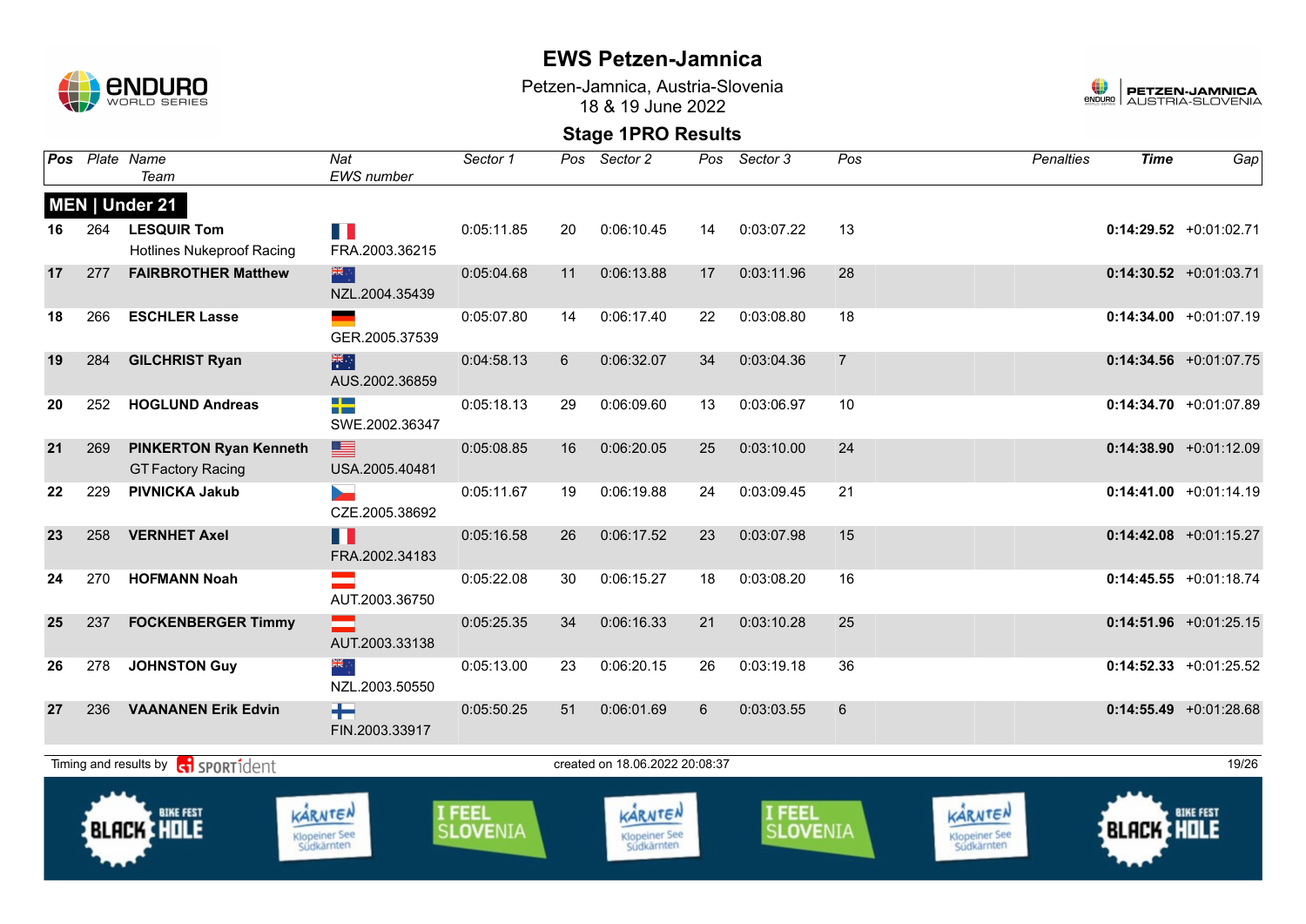# EWS Petzen-Jamnica

Petzen-Jamnica, Austria-Slovenia
18 & 19 June 2022

## Stage 1PRO Results

| Pos | Plate | Name / Team | Nat / EWS number | Sector 1 | Pos | Sector 2 | Pos | Sector 3 | Pos | Penalties | Time | Gap |
|---|---|---|---|---|---|---|---|---|---|---|---|---|
| **MEN \| Under 21** | | | | | | | | | | | | |
| 16 | 264 | **LESQUIR Tom** Hotlines Nukeproof Racing | FRA.2003.36215 | 0:05:11.85 | 20 | 0:06:10.45 | 14 | 0:03:07.22 | 13 | | **0:14:29.52** | +0:01:02.71 |
| 17 | 277 | **FAIRBROTHER Matthew** | NZL.2004.35439 | 0:05:04.68 | 11 | 0:06:13.88 | 17 | 0:03:11.96 | 28 | | **0:14:30.52** | +0:01:03.71 |
| 18 | 266 | **ESCHLER Lasse** | GER.2005.37539 | 0:05:07.80 | 14 | 0:06:17.40 | 22 | 0:03:08.80 | 18 | | **0:14:34.00** | +0:01:07.19 |
| 19 | 284 | **GILCHRIST Ryan** | AUS.2002.36859 | 0:04:58.13 | 6 | 0:06:32.07 | 34 | 0:03:04.36 | 7 | | **0:14:34.56** | +0:01:07.75 |
| 20 | 252 | **HOGLUND Andreas** | SWE.2002.36347 | 0:05:18.13 | 29 | 0:06:09.60 | 13 | 0:03:06.97 | 10 | | **0:14:34.70** | +0:01:07.89 |
| 21 | 269 | **PINKERTON Ryan Kenneth** GT Factory Racing | USA.2005.40481 | 0:05:08.85 | 16 | 0:06:20.05 | 25 | 0:03:10.00 | 24 | | **0:14:38.90** | +0:01:12.09 |
| 22 | 229 | **PIVNICKA Jakub** | CZE.2005.38692 | 0:05:11.67 | 19 | 0:06:19.88 | 24 | 0:03:09.45 | 21 | | **0:14:41.00** | +0:01:14.19 |
| 23 | 258 | **VERNHET Axel** | FRA.2002.34183 | 0:05:16.58 | 26 | 0:06:17.52 | 23 | 0:03:07.98 | 15 | | **0:14:42.08** | +0:01:15.27 |
| 24 | 270 | **HOFMANN Noah** | AUT.2003.36750 | 0:05:22.08 | 30 | 0:06:15.27 | 18 | 0:03:08.20 | 16 | | **0:14:45.55** | +0:01:18.74 |
| 25 | 237 | **FOCKENBERGER Timmy** | AUT.2003.33138 | 0:05:25.35 | 34 | 0:06:16.33 | 21 | 0:03:10.28 | 25 | | **0:14:51.96** | +0:01:25.15 |
| 26 | 278 | **JOHNSTON Guy** | NZL.2003.50550 | 0:05:13.00 | 23 | 0:06:20.15 | 26 | 0:03:19.18 | 36 | | **0:14:52.33** | +0:01:25.52 |
| 27 | 236 | **VAANANEN Erik Edvin** | FIN.2003.33917 | 0:05:50.25 | 51 | 0:06:01.69 | 6 | 0:03:03.55 | 6 | | **0:14:55.49** | +0:01:28.68 |

Timing and results by SPORTident

created on 18.06.2022 20:08:37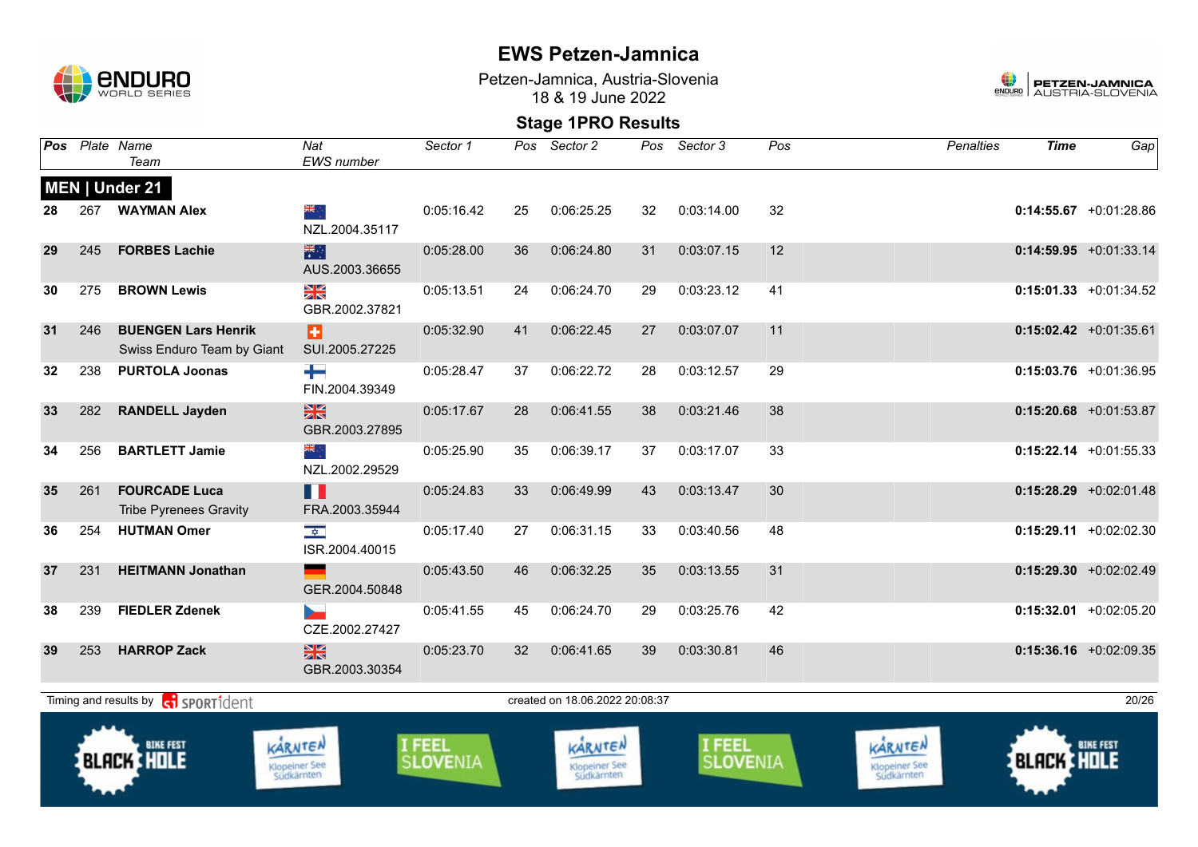# EWS Petzen-Jamnica

Petzen-Jamnica, Austria-Slovenia
18 & 19 June 2022

## Stage 1PRO Results

### MEN | Under 21

| Pos | Plate | Name / Team | Nat / EWS number | Sector 1 | Pos | Sector 2 | Pos | Sector 3 | Pos | Penalties | Time | Gap |
|---|---|---|---|---|---|---|---|---|---|---|---|---|
| 28 | 267 | **WAYMAN Alex** | NZL.2004.35117 | 0:05:16.42 | 25 | 0:06:25.25 | 32 | 0:03:14.00 | 32 | | **0:14:55.67** | +0:01:28.86 |
| 29 | 245 | **FORBES Lachie** | AUS.2003.36655 | 0:05:28.00 | 36 | 0:06:24.80 | 31 | 0:03:07.15 | 12 | | **0:14:59.95** | +0:01:33.14 |
| 30 | 275 | **BROWN Lewis** | GBR.2002.37821 | 0:05:13.51 | 24 | 0:06:24.70 | 29 | 0:03:23.12 | 41 | | **0:15:01.33** | +0:01:34.52 |
| 31 | 246 | **BUENGEN Lars Henrik** Swiss Enduro Team by Giant | SUI.2005.27225 | 0:05:32.90 | 41 | 0:06:22.45 | 27 | 0:03:07.07 | 11 | | **0:15:02.42** | +0:01:35.61 |
| 32 | 238 | **PURTOLA Joonas** | FIN.2004.39349 | 0:05:28.47 | 37 | 0:06:22.72 | 28 | 0:03:12.57 | 29 | | **0:15:03.76** | +0:01:36.95 |
| 33 | 282 | **RANDELL Jayden** | GBR.2003.27895 | 0:05:17.67 | 28 | 0:06:41.55 | 38 | 0:03:21.46 | 38 | | **0:15:20.68** | +0:01:53.87 |
| 34 | 256 | **BARTLETT Jamie** | NZL.2002.29529 | 0:05:25.90 | 35 | 0:06:39.17 | 37 | 0:03:17.07 | 33 | | **0:15:22.14** | +0:01:55.33 |
| 35 | 261 | **FOURCADE Luca** Tribe Pyrenees Gravity | FRA.2003.35944 | 0:05:24.83 | 33 | 0:06:49.99 | 43 | 0:03:13.47 | 30 | | **0:15:28.29** | +0:02:01.48 |
| 36 | 254 | **HUTMAN Omer** | ISR.2004.40015 | 0:05:17.40 | 27 | 0:06:31.15 | 33 | 0:03:40.56 | 48 | | **0:15:29.11** | +0:02:02.30 |
| 37 | 231 | **HEITMANN Jonathan** | GER.2004.50848 | 0:05:43.50 | 46 | 0:06:32.25 | 35 | 0:03:13.55 | 31 | | **0:15:29.30** | +0:02:02.49 |
| 38 | 239 | **FIEDLER Zdenek** | CZE.2002.27427 | 0:05:41.55 | 45 | 0:06:24.70 | 29 | 0:03:25.76 | 42 | | **0:15:32.01** | +0:02:05.20 |
| 39 | 253 | **HARROP Zack** | GBR.2003.30354 | 0:05:23.70 | 32 | 0:06:41.65 | 39 | 0:03:30.81 | 46 | | **0:15:36.16** | +0:02:09.35 |

Timing and results by SPORTident — created on 18.06.2022 20:08:37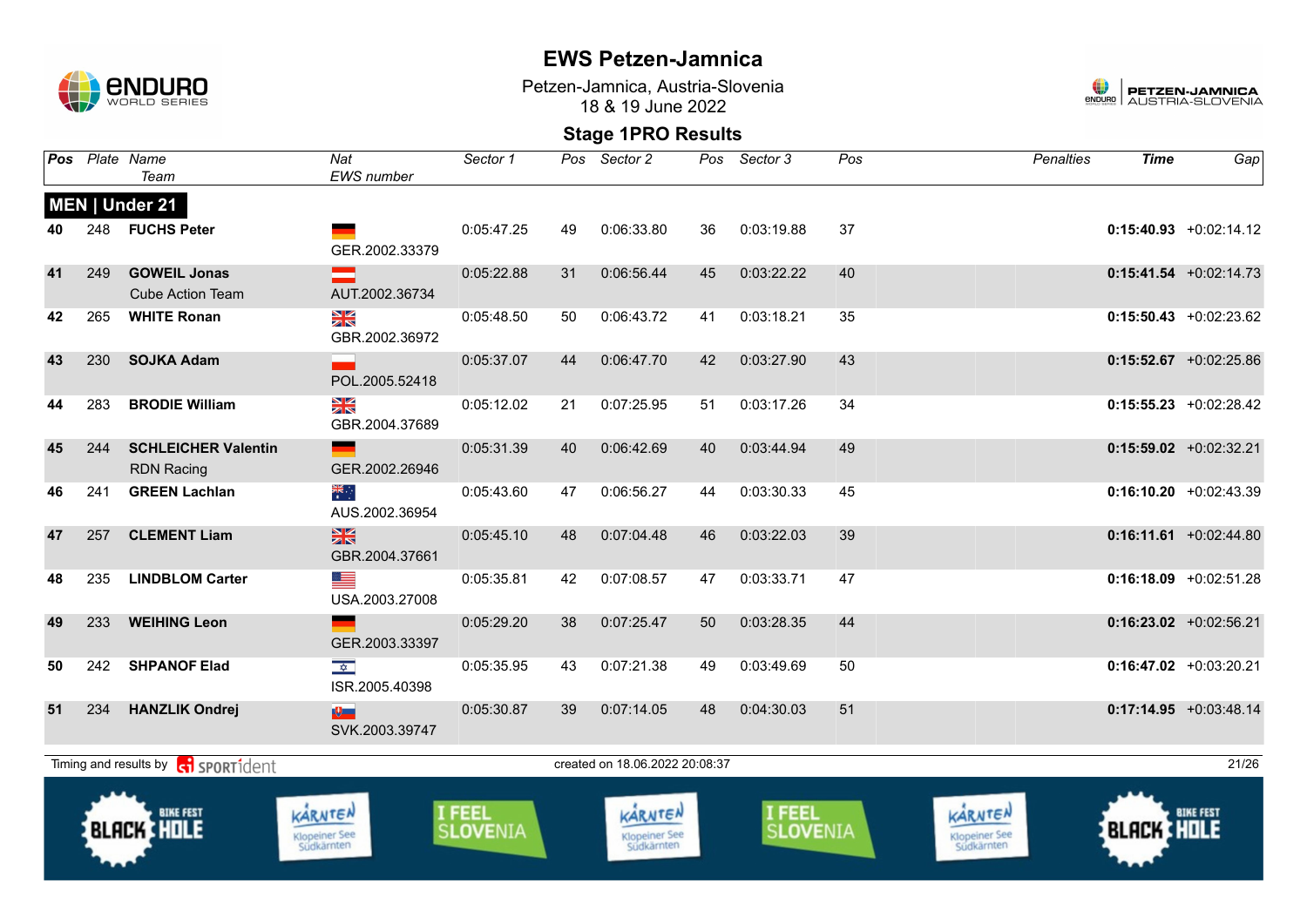# EWS Petzen-Jamnica

Petzen-Jamnica, Austria-Slovenia
18 & 19 June 2022

## Stage 1PRO Results

### MEN | Under 21

| Pos | Plate | Name / Team | Nat / EWS number | Sector 1 | Pos | Sector 2 | Pos | Sector 3 | Pos | Penalties | Time | Gap |
|---|---|---|---|---|---|---|---|---|---|---|---|---|
| 40 | 248 | **FUCHS Peter** | GER.2002.33379 | 0:05:47.25 | 49 | 0:06:33.80 | 36 | 0:03:19.88 | 37 | | **0:15:40.93** | +0:02:14.12 |
| 41 | 249 | **GOWEIL Jonas** Cube Action Team | AUT.2002.36734 | 0:05:22.88 | 31 | 0:06:56.44 | 45 | 0:03:22.22 | 40 | | **0:15:41.54** | +0:02:14.73 |
| 42 | 265 | **WHITE Ronan** | GBR.2002.36972 | 0:05:48.50 | 50 | 0:06:43.72 | 41 | 0:03:18.21 | 35 | | **0:15:50.43** | +0:02:23.62 |
| 43 | 230 | **SOJKA Adam** | POL.2005.52418 | 0:05:37.07 | 44 | 0:06:47.70 | 42 | 0:03:27.90 | 43 | | **0:15:52.67** | +0:02:25.86 |
| 44 | 283 | **BRODIE William** | GBR.2004.37689 | 0:05:12.02 | 21 | 0:07:25.95 | 51 | 0:03:17.26 | 34 | | **0:15:55.23** | +0:02:28.42 |
| 45 | 244 | **SCHLEICHER Valentin** RDN Racing | GER.2002.26946 | 0:05:31.39 | 40 | 0:06:42.69 | 40 | 0:03:44.94 | 49 | | **0:15:59.02** | +0:02:32.21 |
| 46 | 241 | **GREEN Lachlan** | AUS.2002.36954 | 0:05:43.60 | 47 | 0:06:56.27 | 44 | 0:03:30.33 | 45 | | **0:16:10.20** | +0:02:43.39 |
| 47 | 257 | **CLEMENT Liam** | GBR.2004.37661 | 0:05:45.10 | 48 | 0:07:04.48 | 46 | 0:03:22.03 | 39 | | **0:16:11.61** | +0:02:44.80 |
| 48 | 235 | **LINDBLOM Carter** | USA.2003.27008 | 0:05:35.81 | 42 | 0:07:08.57 | 47 | 0:03:33.71 | 47 | | **0:16:18.09** | +0:02:51.28 |
| 49 | 233 | **WEIHING Leon** | GER.2003.33397 | 0:05:29.20 | 38 | 0:07:25.47 | 50 | 0:03:28.35 | 44 | | **0:16:23.02** | +0:02:56.21 |
| 50 | 242 | **SHPANOF Elad** | ISR.2005.40398 | 0:05:35.95 | 43 | 0:07:21.38 | 49 | 0:03:49.69 | 50 | | **0:16:47.02** | +0:03:20.21 |
| 51 | 234 | **HANZLIK Ondrej** | SVK.2003.39747 | 0:05:30.87 | 39 | 0:07:14.05 | 48 | 0:04:30.03 | 51 | | **0:17:14.95** | +0:03:48.14 |

Timing and results by SPORTident — created on 18.06.2022 20:08:37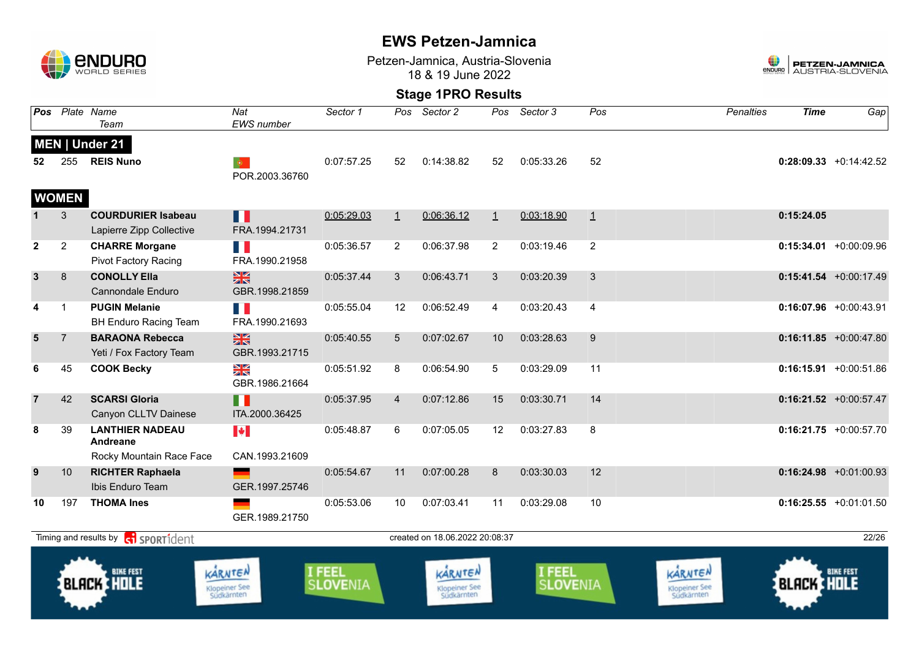# EWS Petzen-Jamnica

Petzen-Jamnica, Austria-Slovenia
18 & 19 June 2022

## Stage 1PRO Results

| Pos | Plate | Name / Team | Nat / EWS number | Sector 1 | Pos | Sector 2 | Pos | Sector 3 | Pos | Penalties | Time | Gap |
|---|---|---|---|---|---|---|---|---|---|---|---|---|
| **MEN \| Under 21** | | | | | | | | | | | | |
| 52 | 255 | **REIS Nuno** | POR.2003.36760 | 0:07:57.25 | 52 | 0:14:38.82 | 52 | 0:05:33.26 | 52 | | **0:28:09.33** | +0:14:42.52 |
| **WOMEN** | | | | | | | | | | | | |
| 1 | 3 | **COURDURIER Isabeau** Lapierre Zipp Collective | FRA.1994.21731 | 0:05:29.03 | 1 | 0:06:36.12 | 1 | 0:03:18.90 | 1 | | **0:15:24.05** | |
| 2 | 2 | **CHARRE Morgane** Pivot Factory Racing | FRA.1990.21958 | 0:05:36.57 | 2 | 0:06:37.98 | 2 | 0:03:19.46 | 2 | | **0:15:34.01** | +0:00:09.96 |
| 3 | 8 | **CONOLLY Ella** Cannondale Enduro | GBR.1998.21859 | 0:05:37.44 | 3 | 0:06:43.71 | 3 | 0:03:20.39 | 3 | | **0:15:41.54** | +0:00:17.49 |
| 4 | 1 | **PUGIN Melanie** BH Enduro Racing Team | FRA.1990.21693 | 0:05:55.04 | 12 | 0:06:52.49 | 4 | 0:03:20.43 | 4 | | **0:16:07.96** | +0:00:43.91 |
| 5 | 7 | **BARAONA Rebecca** Yeti / Fox Factory Team | GBR.1993.21715 | 0:05:40.55 | 5 | 0:07:02.67 | 10 | 0:03:28.63 | 9 | | **0:16:11.85** | +0:00:47.80 |
| 6 | 45 | **COOK Becky** | GBR.1986.21664 | 0:05:51.92 | 8 | 0:06:54.90 | 5 | 0:03:29.09 | 11 | | **0:16:15.91** | +0:00:51.86 |
| 7 | 42 | **SCARSI Gloria** Canyon CLLTV Dainese | ITA.2000.36425 | 0:05:37.95 | 4 | 0:07:12.86 | 15 | 0:03:30.71 | 14 | | **0:16:21.52** | +0:00:57.47 |
| 8 | 39 | **LANTHIER NADEAU Andreane** Rocky Mountain Race Face | CAN.1993.21609 | 0:05:48.87 | 6 | 0:07:05.05 | 12 | 0:03:27.83 | 8 | | **0:16:21.75** | +0:00:57.70 |
| 9 | 10 | **RICHTER Raphaela** Ibis Enduro Team | GER.1997.25746 | 0:05:54.67 | 11 | 0:07:00.28 | 8 | 0:03:30.03 | 12 | | **0:16:24.98** | +0:01:00.93 |
| 10 | 197 | **THOMA Ines** | GER.1989.21750 | 0:05:53.06 | 10 | 0:07:03.41 | 11 | 0:03:29.08 | 10 | | **0:16:25.55** | +0:01:01.50 |

Timing and results by SPORTident — created on 18.06.2022 20:08:37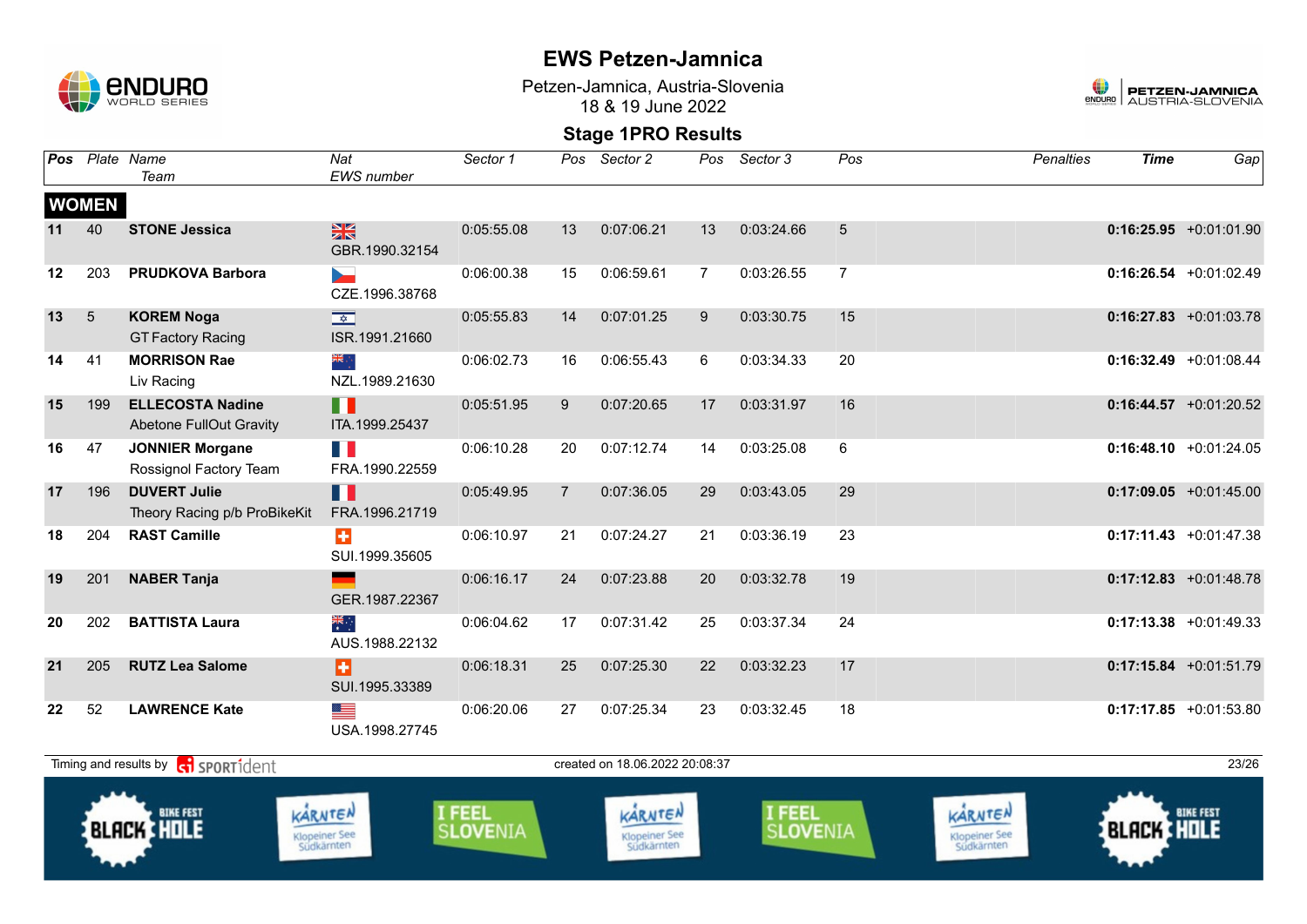# EWS Petzen-Jamnica

Petzen-Jamnica, Austria-Slovenia
18 & 19 June 2022

## Stage 1PRO Results

| Pos | Plate | Name / Team | Nat / EWS number | Sector 1 | Pos | Sector 2 | Pos | Sector 3 | Pos | Penalties | Time | Gap |
|---|---|---|---|---|---|---|---|---|---|---|---|---|
| **WOMEN** | | | | | | | | | | | | |
| 11 | 40 | **STONE Jessica** | GBR.1990.32154 | 0:05:55.08 | 13 | 0:07:06.21 | 13 | 0:03:24.66 | 5 | | **0:16:25.95** | +0:01:01.90 |
| 12 | 203 | **PRUDKOVA Barbora** | CZE.1996.38768 | 0:06:00.38 | 15 | 0:06:59.61 | 7 | 0:03:26.55 | 7 | | **0:16:26.54** | +0:01:02.49 |
| 13 | 5 | **KOREM Noga** GT Factory Racing | ISR.1991.21660 | 0:05:55.83 | 14 | 0:07:01.25 | 9 | 0:03:30.75 | 15 | | **0:16:27.83** | +0:01:03.78 |
| 14 | 41 | **MORRISON Rae** Liv Racing | NZL.1989.21630 | 0:06:02.73 | 16 | 0:06:55.43 | 6 | 0:03:34.33 | 20 | | **0:16:32.49** | +0:01:08.44 |
| 15 | 199 | **ELLECOSTA Nadine** Abetone FullOut Gravity | ITA.1999.25437 | 0:05:51.95 | 9 | 0:07:20.65 | 17 | 0:03:31.97 | 16 | | **0:16:44.57** | +0:01:20.52 |
| 16 | 47 | **JONNIER Morgane** Rossignol Factory Team | FRA.1990.22559 | 0:06:10.28 | 20 | 0:07:12.74 | 14 | 0:03:25.08 | 6 | | **0:16:48.10** | +0:01:24.05 |
| 17 | 196 | **DUVERT Julie** Theory Racing p/b ProBikeKit | FRA.1996.21719 | 0:05:49.95 | 7 | 0:07:36.05 | 29 | 0:03:43.05 | 29 | | **0:17:09.05** | +0:01:45.00 |
| 18 | 204 | **RAST Camille** | SUI.1999.35605 | 0:06:10.97 | 21 | 0:07:24.27 | 21 | 0:03:36.19 | 23 | | **0:17:11.43** | +0:01:47.38 |
| 19 | 201 | **NABER Tanja** | GER.1987.22367 | 0:06:16.17 | 24 | 0:07:23.88 | 20 | 0:03:32.78 | 19 | | **0:17:12.83** | +0:01:48.78 |
| 20 | 202 | **BATTISTA Laura** | AUS.1988.22132 | 0:06:04.62 | 17 | 0:07:31.42 | 25 | 0:03:37.34 | 24 | | **0:17:13.38** | +0:01:49.33 |
| 21 | 205 | **RUTZ Lea Salome** | SUI.1995.33389 | 0:06:18.31 | 25 | 0:07:25.30 | 22 | 0:03:32.23 | 17 | | **0:17:15.84** | +0:01:51.79 |
| 22 | 52 | **LAWRENCE Kate** | USA.1998.27745 | 0:06:20.06 | 27 | 0:07:25.34 | 23 | 0:03:32.45 | 18 | | **0:17:17.85** | +0:01:53.80 |

Timing and results by SPORTident — created on 18.06.2022 20:08:37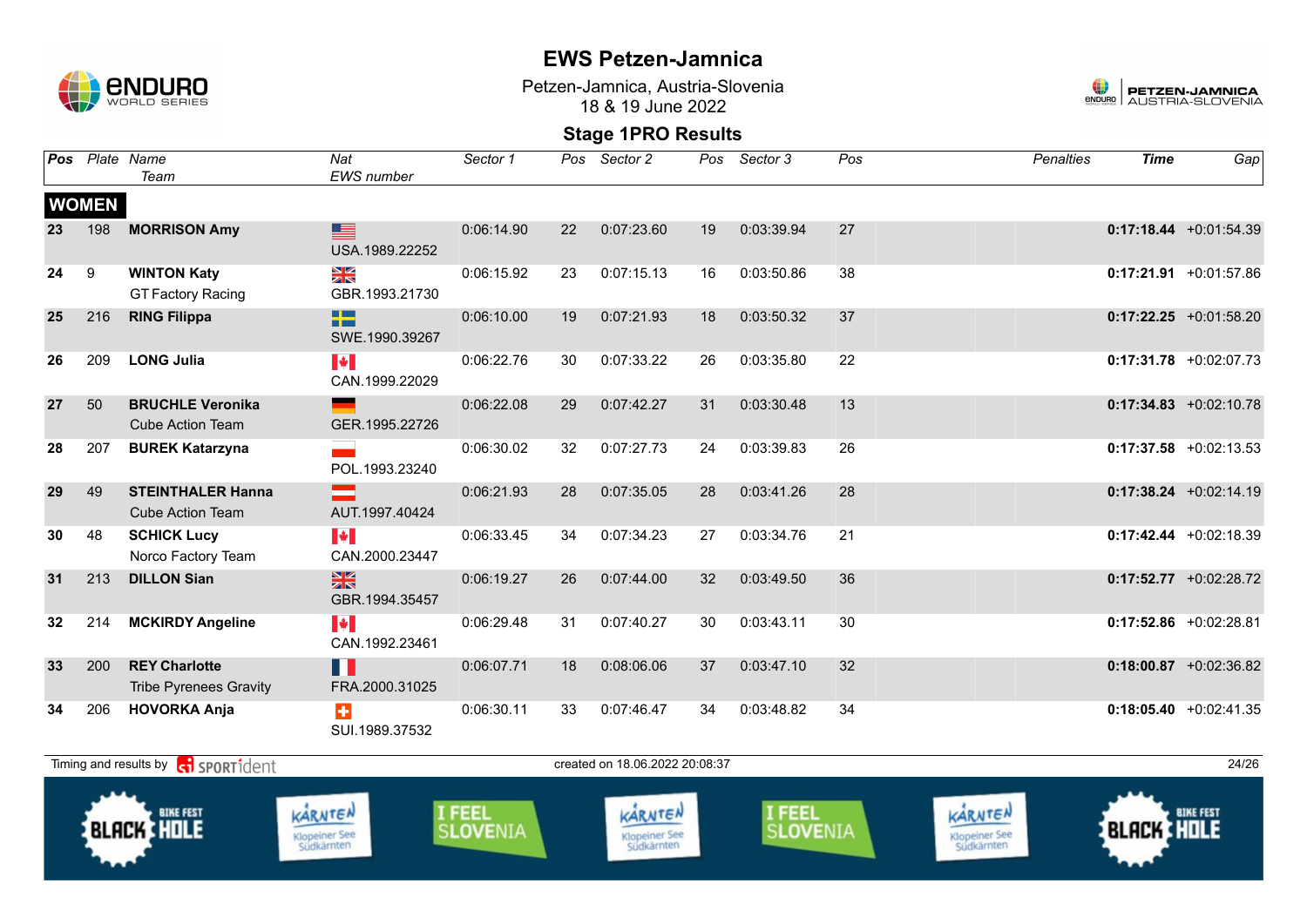# EWS Petzen-Jamnica

Petzen-Jamnica, Austria-Slovenia
18 & 19 June 2022

## Stage 1PRO Results

| Pos | Plate | Name / Team | Nat / EWS number | Sector 1 | Pos | Sector 2 | Pos | Sector 3 | Pos | Penalties | Time | Gap |
|---|---|---|---|---|---|---|---|---|---|---|---|---|
| **WOMEN** | | | | | | | | | | | | |
| 23 | 198 | **MORRISON Amy** | USA.1989.22252 | 0:06:14.90 | 22 | 0:07:23.60 | 19 | 0:03:39.94 | 27 | | **0:17:18.44** | +0:01:54.39 |
| 24 | 9 | **WINTON Katy** GT Factory Racing | GBR.1993.21730 | 0:06:15.92 | 23 | 0:07:15.13 | 16 | 0:03:50.86 | 38 | | **0:17:21.91** | +0:01:57.86 |
| 25 | 216 | **RING Filippa** | SWE.1990.39267 | 0:06:10.00 | 19 | 0:07:21.93 | 18 | 0:03:50.32 | 37 | | **0:17:22.25** | +0:01:58.20 |
| 26 | 209 | **LONG Julia** | CAN.1999.22029 | 0:06:22.76 | 30 | 0:07:33.22 | 26 | 0:03:35.80 | 22 | | **0:17:31.78** | +0:02:07.73 |
| 27 | 50 | **BRUCHLE Veronika** Cube Action Team | GER.1995.22726 | 0:06:22.08 | 29 | 0:07:42.27 | 31 | 0:03:30.48 | 13 | | **0:17:34.83** | +0:02:10.78 |
| 28 | 207 | **BUREK Katarzyna** | POL.1993.23240 | 0:06:30.02 | 32 | 0:07:27.73 | 24 | 0:03:39.83 | 26 | | **0:17:37.58** | +0:02:13.53 |
| 29 | 49 | **STEINTHALER Hanna** Cube Action Team | AUT.1997.40424 | 0:06:21.93 | 28 | 0:07:35.05 | 28 | 0:03:41.26 | 28 | | **0:17:38.24** | +0:02:14.19 |
| 30 | 48 | **SCHICK Lucy** Norco Factory Team | CAN.2000.23447 | 0:06:33.45 | 34 | 0:07:34.23 | 27 | 0:03:34.76 | 21 | | **0:17:42.44** | +0:02:18.39 |
| 31 | 213 | **DILLON Sian** | GBR.1994.35457 | 0:06:19.27 | 26 | 0:07:44.00 | 32 | 0:03:49.50 | 36 | | **0:17:52.77** | +0:02:28.72 |
| 32 | 214 | **MCKIRDY Angeline** | CAN.1992.23461 | 0:06:29.48 | 31 | 0:07:40.27 | 30 | 0:03:43.11 | 30 | | **0:17:52.86** | +0:02:28.81 |
| 33 | 200 | **REY Charlotte** Tribe Pyrenees Gravity | FRA.2000.31025 | 0:06:07.71 | 18 | 0:08:06.06 | 37 | 0:03:47.10 | 32 | | **0:18:00.87** | +0:02:36.82 |
| 34 | 206 | **HOVORKA Anja** | SUI.1989.37532 | 0:06:30.11 | 33 | 0:07:46.47 | 34 | 0:03:48.82 | 34 | | **0:18:05.40** | +0:02:41.35 |

Timing and results by SPORTident — created on 18.06.2022 20:08:37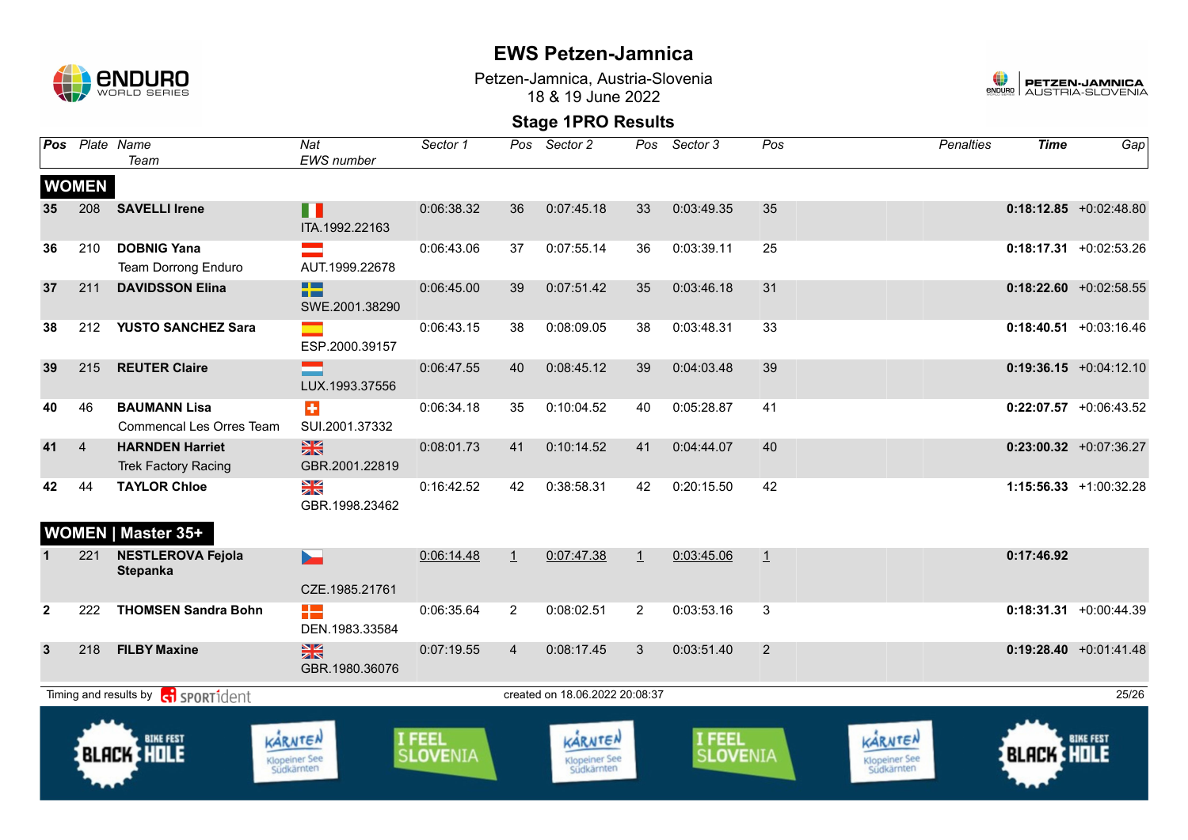# EWS Petzen-Jamnica

Petzen-Jamnica, Austria-Slovenia
18 & 19 June 2022

## Stage 1PRO Results

| Pos | Plate | Name / Team | Nat / EWS number | Sector 1 | Pos | Sector 2 | Pos | Sector 3 | Pos | Penalties | Time | Gap |
|---|---|---|---|---|---|---|---|---|---|---|---|---|
| **WOMEN** | | | | | | | | | | | | |
| **35** | 208 | **SAVELLI Irene** | ITA.1992.22163 | 0:06:38.32 | 36 | 0:07:45.18 | 33 | 0:03:49.35 | 35 | | **0:18:12.85** | +0:02:48.80 |
| **36** | 210 | **DOBNIG Yana** Team Dorrong Enduro | AUT.1999.22678 | 0:06:43.06 | 37 | 0:07:55.14 | 36 | 0:03:39.11 | 25 | | **0:18:17.31** | +0:02:53.26 |
| **37** | 211 | **DAVIDSSON Elina** | SWE.2001.38290 | 0:06:45.00 | 39 | 0:07:51.42 | 35 | 0:03:46.18 | 31 | | **0:18:22.60** | +0:02:58.55 |
| **38** | 212 | **YUSTO SANCHEZ Sara** | ESP.2000.39157 | 0:06:43.15 | 38 | 0:08:09.05 | 38 | 0:03:48.31 | 33 | | **0:18:40.51** | +0:03:16.46 |
| **39** | 215 | **REUTER Claire** | LUX.1993.37556 | 0:06:47.55 | 40 | 0:08:45.12 | 39 | 0:04:03.48 | 39 | | **0:19:36.15** | +0:04:12.10 |
| **40** | 46 | **BAUMANN Lisa** Commencal Les Orres Team | SUI.2001.37332 | 0:06:34.18 | 35 | 0:10:04.52 | 40 | 0:05:28.87 | 41 | | **0:22:07.57** | +0:06:43.52 |
| **41** | 4 | **HARNDEN Harriet** Trek Factory Racing | GBR.2001.22819 | 0:08:01.73 | 41 | 0:10:14.52 | 41 | 0:04:44.07 | 40 | | **0:23:00.32** | +0:07:36.27 |
| **42** | 44 | **TAYLOR Chloe** | GBR.1998.23462 | 0:16:42.52 | 42 | 0:38:58.31 | 42 | 0:20:15.50 | 42 | | **1:15:56.33** | +1:00:32.28 |
| **WOMEN \| Master 35+** | | | | | | | | | | | | |
| **1** | 221 | **NESTLEROVA Fejola Stepanka** | CZE.1985.21761 | 0:06:14.48 | 1 | 0:07:47.38 | 1 | 0:03:45.06 | 1 | | **0:17:46.92** | |
| **2** | 222 | **THOMSEN Sandra Bohn** | DEN.1983.33584 | 0:06:35.64 | 2 | 0:08:02.51 | 2 | 0:03:53.16 | 3 | | **0:18:31.31** | +0:00:44.39 |
| **3** | 218 | **FILBY Maxine** | GBR.1980.36076 | 0:07:19.55 | 4 | 0:08:17.45 | 3 | 0:03:51.40 | 2 | | **0:19:28.40** | +0:01:41.48 |

Timing and results by SPORTident — created on 18.06.2022 20:08:37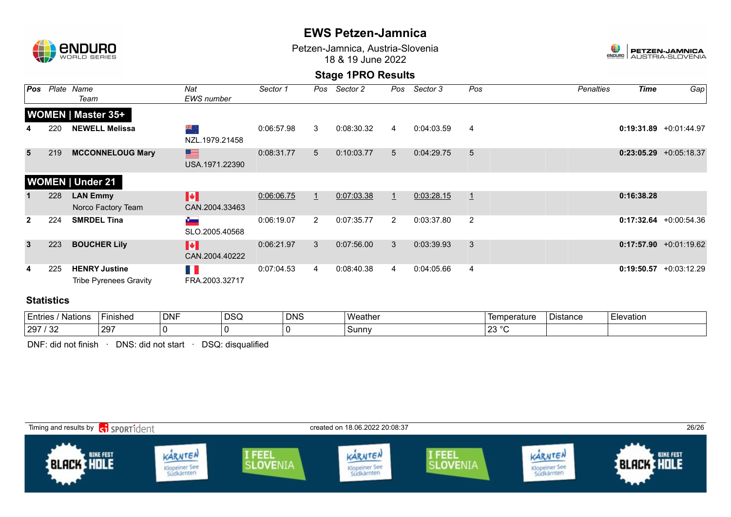# EWS Petzen-Jamnica

Petzen-Jamnica, Austria-Slovenia
18 & 19 June 2022

## Stage 1PRO Results

| Pos | Plate | Name / Team | Nat / EWS number | Sector 1 | Pos | Sector 2 | Pos | Sector 3 | Pos | Penalties | Time | Gap |
|---|---|---|---|---|---|---|---|---|---|---|---|---|
| **WOMEN \| Master 35+** | | | | | | | | | | | | |
| 4 | 220 | **NEWELL Melissa** | NZL.1979.21458 | 0:06:57.98 | 3 | 0:08:30.32 | 4 | 0:04:03.59 | 4 | | **0:19:31.89** | +0:01:44.97 |
| 5 | 219 | **MCCONNELOUG Mary** | USA.1971.22390 | 0:08:31.77 | 5 | 0:10:03.77 | 5 | 0:04:29.75 | 5 | | **0:23:05.29** | +0:05:18.37 |
| **WOMEN \| Under 21** | | | | | | | | | | | | |
| 1 | 228 | **LAN Emmy** Norco Factory Team | CAN.2004.33463 | 0:06:06.75 | 1 | 0:07:03.38 | 1 | 0:03:28.15 | 1 | | **0:16:38.28** | |
| 2 | 224 | **SMRDEL Tina** | SLO.2005.40568 | 0:06:19.07 | 2 | 0:07:35.77 | 2 | 0:03:37.80 | 2 | | **0:17:32.64** | +0:00:54.36 |
| 3 | 223 | **BOUCHER Lily** | CAN.2004.40222 | 0:06:21.97 | 3 | 0:07:56.00 | 3 | 0:03:39.93 | 3 | | **0:17:57.90** | +0:01:19.62 |
| 4 | 225 | **HENRY Justine** Tribe Pyrenees Gravity | FRA.2003.32717 | 0:07:04.53 | 4 | 0:08:40.38 | 4 | 0:04:05.66 | 4 | | **0:19:50.57** | +0:03:12.29 |

### Statistics

| Entries / Nations | Finished | DNF | DSQ | DNS | Weather | Temperature | Distance | Elevation |
|---|---|---|---|---|---|---|---|---|
| 297 / 32 | 297 | 0 | 0 | 0 | Sunny | 23 °C | | |

DNF: did not finish · DNS: did not start · DSQ: disqualified

Timing and results by SPORTident — created on 18.06.2022 20:08:37